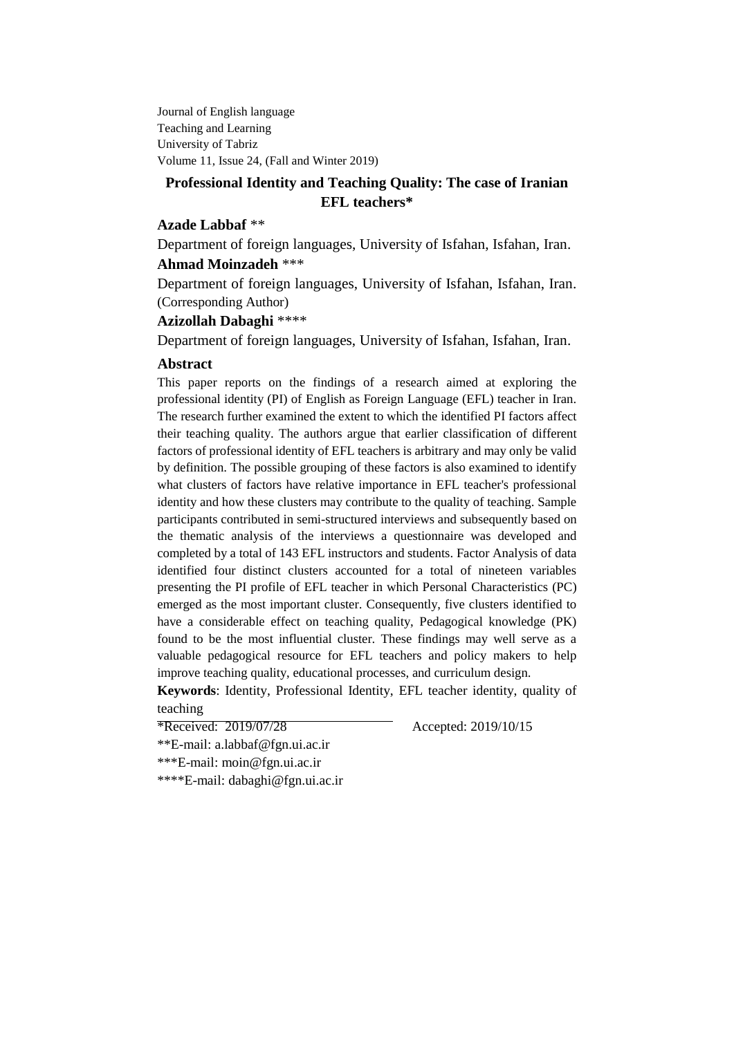Journal of English language
Teaching and Learning
University of Tabriz
Volume 11, Issue 24, (Fall and Winter 2019)

# Professional Identity and Teaching Quality: The case of Iranian EFL teachers*

**Azade Labbaf** **

Department of foreign languages, University of Isfahan, Isfahan, Iran.

**Ahmad Moinzadeh** ***

Department of foreign languages, University of Isfahan, Isfahan, Iran. (Corresponding Author)

**Azizollah Dabaghi** ****

Department of foreign languages, University of Isfahan, Isfahan, Iran.

## Abstract

This paper reports on the findings of a research aimed at exploring the professional identity (PI) of English as Foreign Language (EFL) teacher in Iran. The research further examined the extent to which the identified PI factors affect their teaching quality. The authors argue that earlier classification of different factors of professional identity of EFL teachers is arbitrary and may only be valid by definition. The possible grouping of these factors is also examined to identify what clusters of factors have relative importance in EFL teacher's professional identity and how these clusters may contribute to the quality of teaching. Sample participants contributed in semi-structured interviews and subsequently based on the thematic analysis of the interviews a questionnaire was developed and completed by a total of 143 EFL instructors and students. Factor Analysis of data identified four distinct clusters accounted for a total of nineteen variables presenting the PI profile of EFL teacher in which Personal Characteristics (PC) emerged as the most important cluster. Consequently, five clusters identified to have a considerable effect on teaching quality, Pedagogical knowledge (PK) found to be the most influential cluster. These findings may well serve as a valuable pedagogical resource for EFL teachers and policy makers to help improve teaching quality, educational processes, and curriculum design.

**Keywords**: Identity, Professional Identity, EFL teacher identity, quality of teaching

*Received: 2019/07/28 Accepted: 2019/10/15

**E-mail: a.labbaf@fgn.ui.ac.ir

***E-mail: moin@fgn.ui.ac.ir

****E-mail: dabaghi@fgn.ui.ac.ir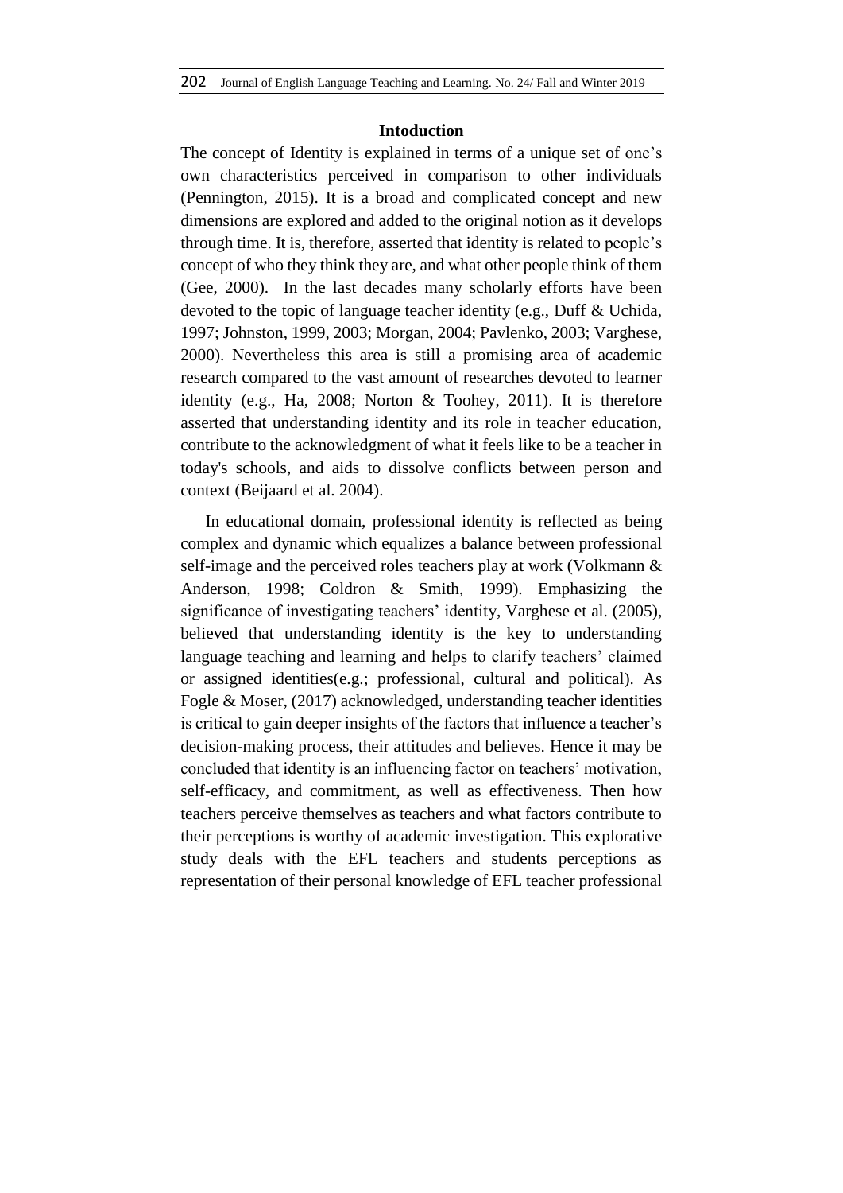## Intoduction

The concept of Identity is explained in terms of a unique set of one's own characteristics perceived in comparison to other individuals (Pennington, 2015). It is a broad and complicated concept and new dimensions are explored and added to the original notion as it develops through time. It is, therefore, asserted that identity is related to people's concept of who they think they are, and what other people think of them (Gee, 2000). In the last decades many scholarly efforts have been devoted to the topic of language teacher identity (e.g., Duff & Uchida, 1997; Johnston, 1999, 2003; Morgan, 2004; Pavlenko, 2003; Varghese, 2000). Nevertheless this area is still a promising area of academic research compared to the vast amount of researches devoted to learner identity (e.g., Ha, 2008; Norton & Toohey, 2011). It is therefore asserted that understanding identity and its role in teacher education, contribute to the acknowledgment of what it feels like to be a teacher in today's schools, and aids to dissolve conflicts between person and context (Beijaard et al. 2004).

In educational domain, professional identity is reflected as being complex and dynamic which equalizes a balance between professional self-image and the perceived roles teachers play at work (Volkmann & Anderson, 1998; Coldron & Smith, 1999). Emphasizing the significance of investigating teachers' identity, Varghese et al. (2005), believed that understanding identity is the key to understanding language teaching and learning and helps to clarify teachers' claimed or assigned identities(e.g.; professional, cultural and political). As Fogle & Moser, (2017) acknowledged, understanding teacher identities is critical to gain deeper insights of the factors that influence a teacher's decision-making process, their attitudes and believes. Hence it may be concluded that identity is an influencing factor on teachers' motivation, self-efficacy, and commitment, as well as effectiveness. Then how teachers perceive themselves as teachers and what factors contribute to their perceptions is worthy of academic investigation. This explorative study deals with the EFL teachers and students perceptions as representation of their personal knowledge of EFL teacher professional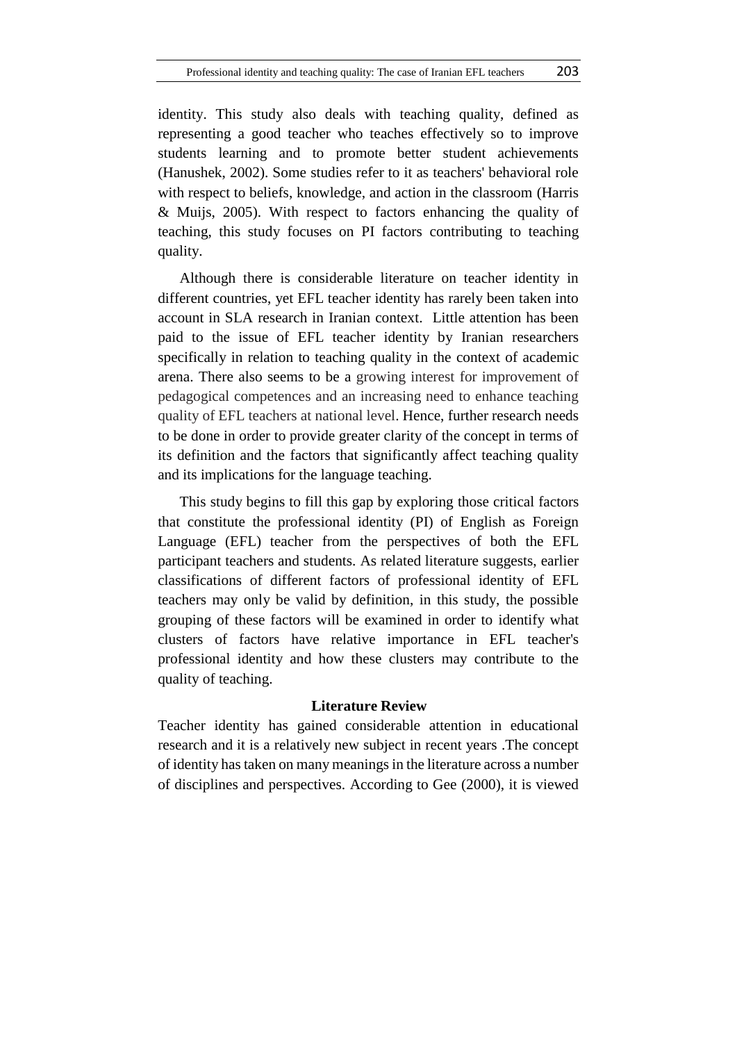identity. This study also deals with teaching quality, defined as representing a good teacher who teaches effectively so to improve students learning and to promote better student achievements (Hanushek, 2002). Some studies refer to it as teachers' behavioral role with respect to beliefs, knowledge, and action in the classroom (Harris & Muijs, 2005). With respect to factors enhancing the quality of teaching, this study focuses on PI factors contributing to teaching quality.

Although there is considerable literature on teacher identity in different countries, yet EFL teacher identity has rarely been taken into account in SLA research in Iranian context. Little attention has been paid to the issue of EFL teacher identity by Iranian researchers specifically in relation to teaching quality in the context of academic arena. There also seems to be a growing interest for improvement of pedagogical competences and an increasing need to enhance teaching quality of EFL teachers at national level. Hence, further research needs to be done in order to provide greater clarity of the concept in terms of its definition and the factors that significantly affect teaching quality and its implications for the language teaching.

This study begins to fill this gap by exploring those critical factors that constitute the professional identity (PI) of English as Foreign Language (EFL) teacher from the perspectives of both the EFL participant teachers and students. As related literature suggests, earlier classifications of different factors of professional identity of EFL teachers may only be valid by definition, in this study, the possible grouping of these factors will be examined in order to identify what clusters of factors have relative importance in EFL teacher's professional identity and how these clusters may contribute to the quality of teaching.

## Literature Review

Teacher identity has gained considerable attention in educational research and it is a relatively new subject in recent years .The concept of identity has taken on many meanings in the literature across a number of disciplines and perspectives. According to Gee (2000), it is viewed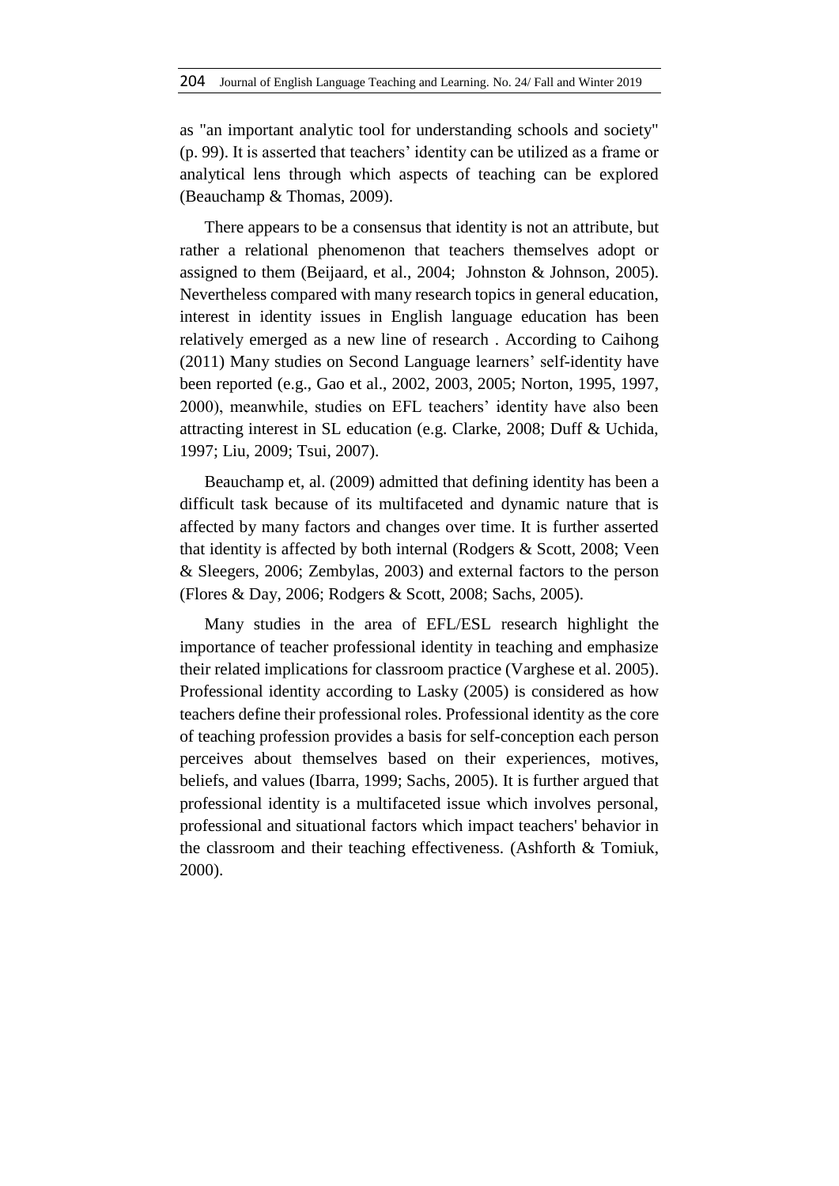as "an important analytic tool for understanding schools and society" (p. 99). It is asserted that teachers' identity can be utilized as a frame or analytical lens through which aspects of teaching can be explored (Beauchamp & Thomas, 2009).

There appears to be a consensus that identity is not an attribute, but rather a relational phenomenon that teachers themselves adopt or assigned to them (Beijaard, et al., 2004; Johnston & Johnson, 2005). Nevertheless compared with many research topics in general education, interest in identity issues in English language education has been relatively emerged as a new line of research . According to Caihong (2011) Many studies on Second Language learners' self-identity have been reported (e.g., Gao et al., 2002, 2003, 2005; Norton, 1995, 1997, 2000), meanwhile, studies on EFL teachers' identity have also been attracting interest in SL education (e.g. Clarke, 2008; Duff & Uchida, 1997; Liu, 2009; Tsui, 2007).

Beauchamp et, al. (2009) admitted that defining identity has been a difficult task because of its multifaceted and dynamic nature that is affected by many factors and changes over time. It is further asserted that identity is affected by both internal (Rodgers & Scott, 2008; Veen & Sleegers, 2006; Zembylas, 2003) and external factors to the person (Flores & Day, 2006; Rodgers & Scott, 2008; Sachs, 2005).

Many studies in the area of EFL/ESL research highlight the importance of teacher professional identity in teaching and emphasize their related implications for classroom practice (Varghese et al. 2005). Professional identity according to Lasky (2005) is considered as how teachers define their professional roles. Professional identity as the core of teaching profession provides a basis for self-conception each person perceives about themselves based on their experiences, motives, beliefs, and values (Ibarra, 1999; Sachs, 2005). It is further argued that professional identity is a multifaceted issue which involves personal, professional and situational factors which impact teachers' behavior in the classroom and their teaching effectiveness. (Ashforth & Tomiuk, 2000).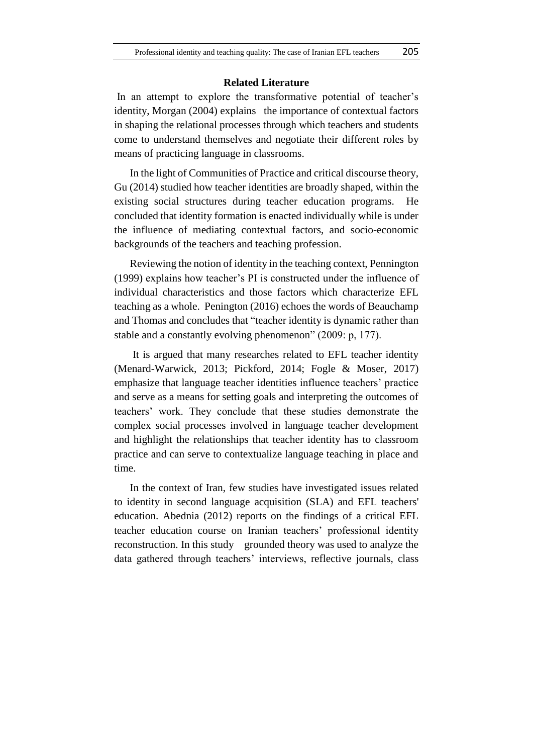## Related Literature

In an attempt to explore the transformative potential of teacher's identity, Morgan (2004) explains the importance of contextual factors in shaping the relational processes through which teachers and students come to understand themselves and negotiate their different roles by means of practicing language in classrooms.

In the light of Communities of Practice and critical discourse theory, Gu (2014) studied how teacher identities are broadly shaped, within the existing social structures during teacher education programs. He concluded that identity formation is enacted individually while is under the influence of mediating contextual factors, and socio-economic backgrounds of the teachers and teaching profession.

Reviewing the notion of identity in the teaching context, Pennington (1999) explains how teacher's PI is constructed under the influence of individual characteristics and those factors which characterize EFL teaching as a whole. Penington (2016) echoes the words of Beauchamp and Thomas and concludes that "teacher identity is dynamic rather than stable and a constantly evolving phenomenon" (2009: p, 177).

It is argued that many researches related to EFL teacher identity (Menard-Warwick, 2013; Pickford, 2014; Fogle & Moser, 2017) emphasize that language teacher identities influence teachers' practice and serve as a means for setting goals and interpreting the outcomes of teachers' work. They conclude that these studies demonstrate the complex social processes involved in language teacher development and highlight the relationships that teacher identity has to classroom practice and can serve to contextualize language teaching in place and time.

In the context of Iran, few studies have investigated issues related to identity in second language acquisition (SLA) and EFL teachers' education. Abednia (2012) reports on the findings of a critical EFL teacher education course on Iranian teachers' professional identity reconstruction. In this study grounded theory was used to analyze the data gathered through teachers' interviews, reflective journals, class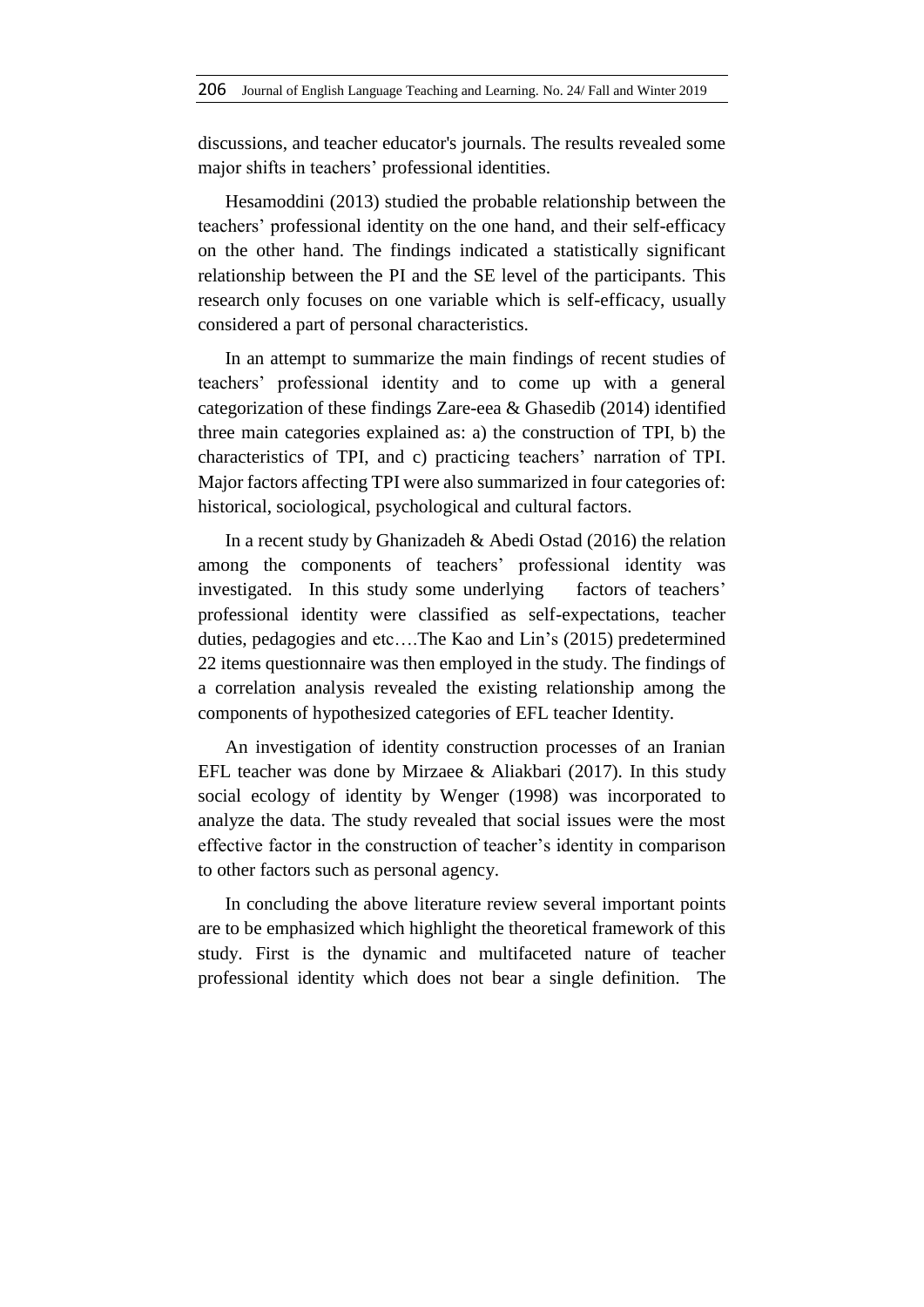discussions, and teacher educator's journals. The results revealed some major shifts in teachers' professional identities.

Hesamoddini (2013) studied the probable relationship between the teachers' professional identity on the one hand, and their self-efficacy on the other hand. The findings indicated a statistically significant relationship between the PI and the SE level of the participants. This research only focuses on one variable which is self-efficacy, usually considered a part of personal characteristics.

In an attempt to summarize the main findings of recent studies of teachers' professional identity and to come up with a general categorization of these findings Zare-eea & Ghasedib (2014) identified three main categories explained as: a) the construction of TPI, b) the characteristics of TPI, and c) practicing teachers' narration of TPI. Major factors affecting TPI were also summarized in four categories of: historical, sociological, psychological and cultural factors.

In a recent study by Ghanizadeh & Abedi Ostad (2016) the relation among the components of teachers' professional identity was investigated. In this study some underlying factors of teachers' professional identity were classified as self-expectations, teacher duties, pedagogies and etc….The Kao and Lin's (2015) predetermined 22 items questionnaire was then employed in the study. The findings of a correlation analysis revealed the existing relationship among the components of hypothesized categories of EFL teacher Identity.

An investigation of identity construction processes of an Iranian EFL teacher was done by Mirzaee & Aliakbari (2017). In this study social ecology of identity by Wenger (1998) was incorporated to analyze the data. The study revealed that social issues were the most effective factor in the construction of teacher's identity in comparison to other factors such as personal agency.

In concluding the above literature review several important points are to be emphasized which highlight the theoretical framework of this study. First is the dynamic and multifaceted nature of teacher professional identity which does not bear a single definition. The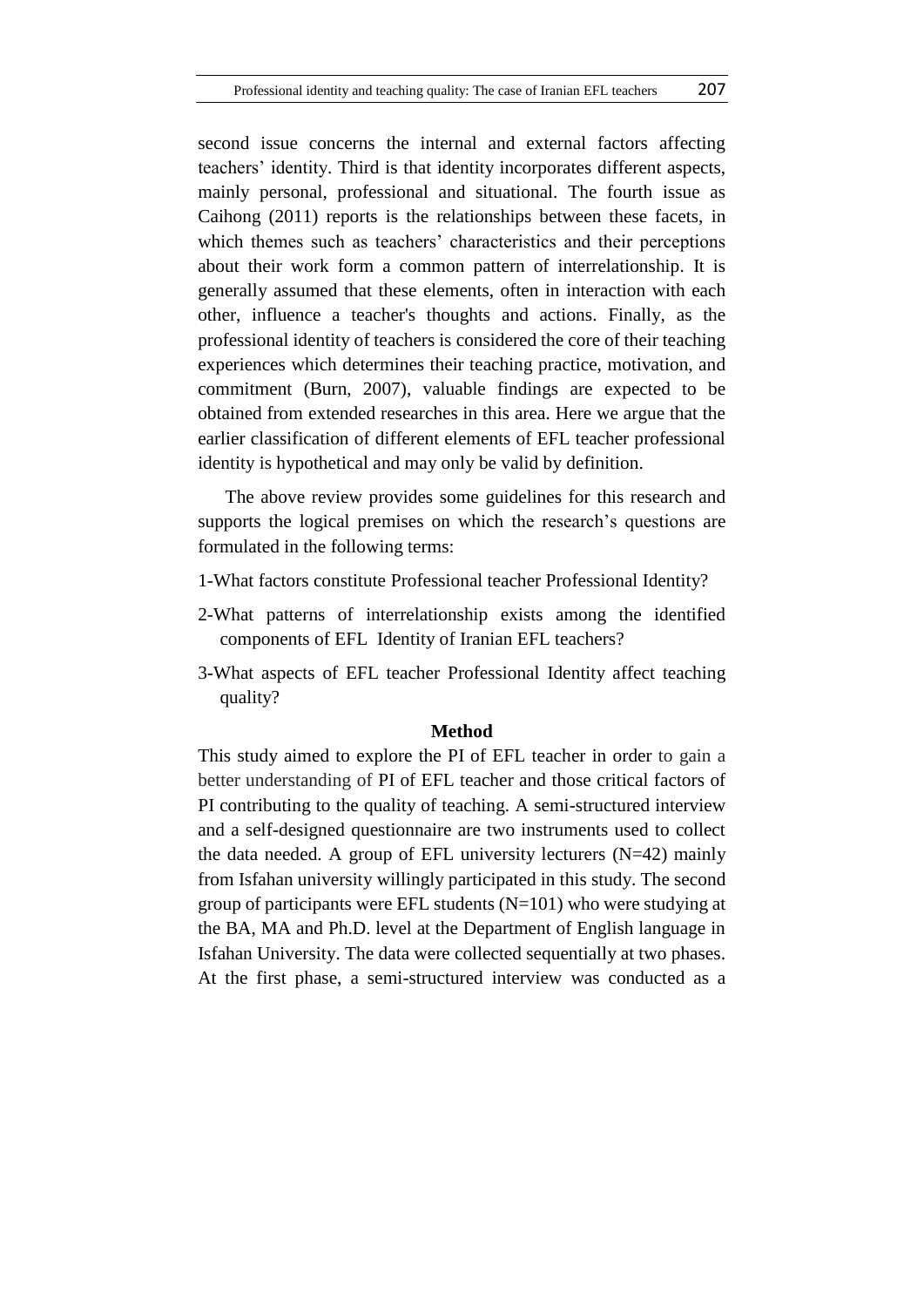second issue concerns the internal and external factors affecting teachers' identity. Third is that identity incorporates different aspects, mainly personal, professional and situational. The fourth issue as Caihong (2011) reports is the relationships between these facets, in which themes such as teachers' characteristics and their perceptions about their work form a common pattern of interrelationship. It is generally assumed that these elements, often in interaction with each other, influence a teacher's thoughts and actions. Finally, as the professional identity of teachers is considered the core of their teaching experiences which determines their teaching practice, motivation, and commitment (Burn, 2007), valuable findings are expected to be obtained from extended researches in this area. Here we argue that the earlier classification of different elements of EFL teacher professional identity is hypothetical and may only be valid by definition.

The above review provides some guidelines for this research and supports the logical premises on which the research's questions are formulated in the following terms:

1-What factors constitute Professional teacher Professional Identity?

2-What patterns of interrelationship exists among the identified components of EFL Identity of Iranian EFL teachers?

3-What aspects of EFL teacher Professional Identity affect teaching quality?

## Method

This study aimed to explore the PI of EFL teacher in order to gain a better understanding of PI of EFL teacher and those critical factors of PI contributing to the quality of teaching. A semi-structured interview and a self-designed questionnaire are two instruments used to collect the data needed. A group of EFL university lecturers (N=42) mainly from Isfahan university willingly participated in this study. The second group of participants were EFL students (N=101) who were studying at the BA, MA and Ph.D. level at the Department of English language in Isfahan University. The data were collected sequentially at two phases. At the first phase, a semi-structured interview was conducted as a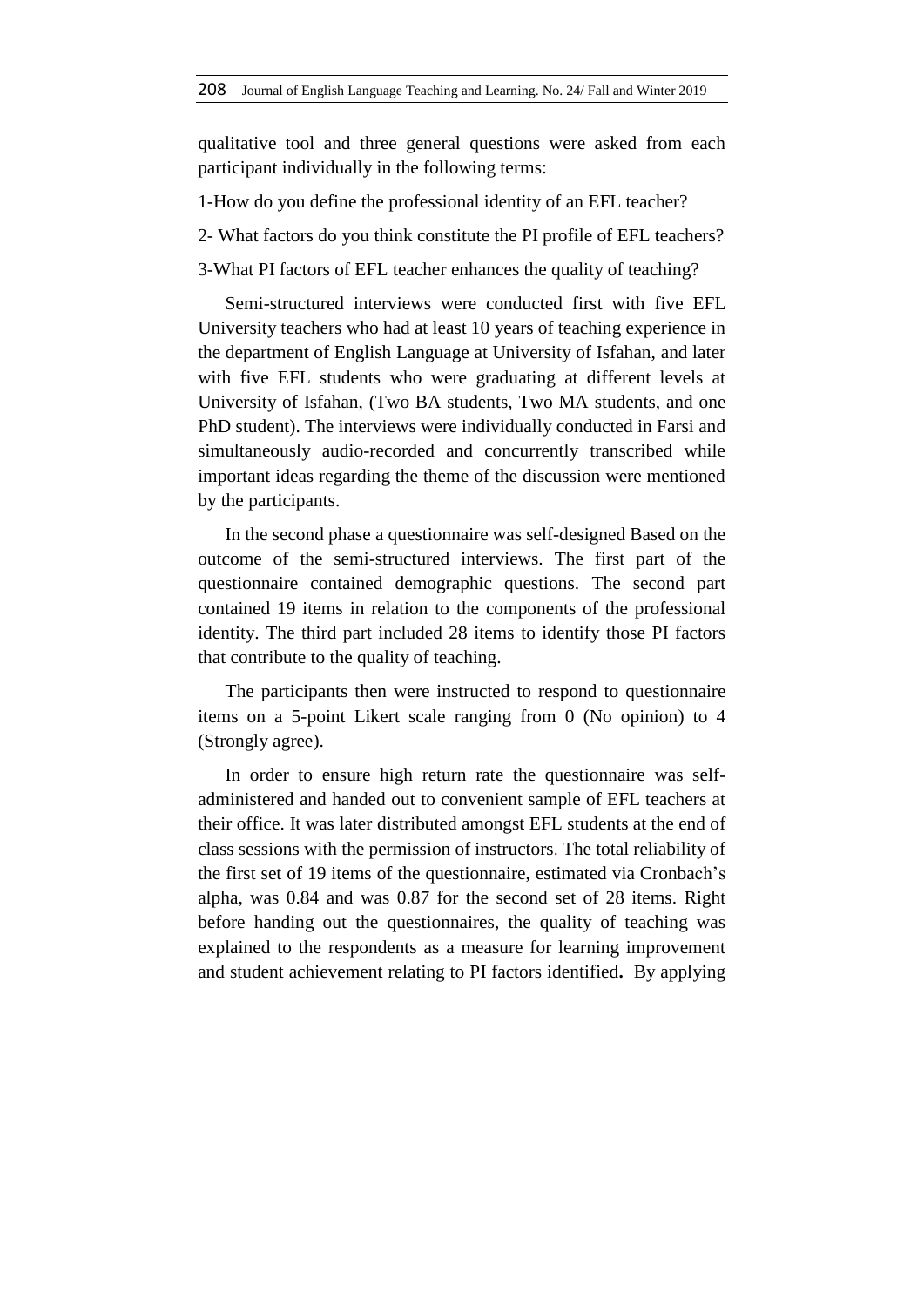qualitative tool and three general questions were asked from each participant individually in the following terms:

1-How do you define the professional identity of an EFL teacher?

2- What factors do you think constitute the PI profile of EFL teachers?

3-What PI factors of EFL teacher enhances the quality of teaching?

Semi-structured interviews were conducted first with five EFL University teachers who had at least 10 years of teaching experience in the department of English Language at University of Isfahan, and later with five EFL students who were graduating at different levels at University of Isfahan, (Two BA students, Two MA students, and one PhD student). The interviews were individually conducted in Farsi and simultaneously audio-recorded and concurrently transcribed while important ideas regarding the theme of the discussion were mentioned by the participants.

In the second phase a questionnaire was self-designed Based on the outcome of the semi-structured interviews. The first part of the questionnaire contained demographic questions. The second part contained 19 items in relation to the components of the professional identity. The third part included 28 items to identify those PI factors that contribute to the quality of teaching.

The participants then were instructed to respond to questionnaire items on a 5-point Likert scale ranging from 0 (No opinion) to 4 (Strongly agree).

In order to ensure high return rate the questionnaire was self-administered and handed out to convenient sample of EFL teachers at their office. It was later distributed amongst EFL students at the end of class sessions with the permission of instructors. The total reliability of the first set of 19 items of the questionnaire, estimated via Cronbach's alpha, was 0.84 and was 0.87 for the second set of 28 items. Right before handing out the questionnaires, the quality of teaching was explained to the respondents as a measure for learning improvement and student achievement relating to PI factors identified**.** By applying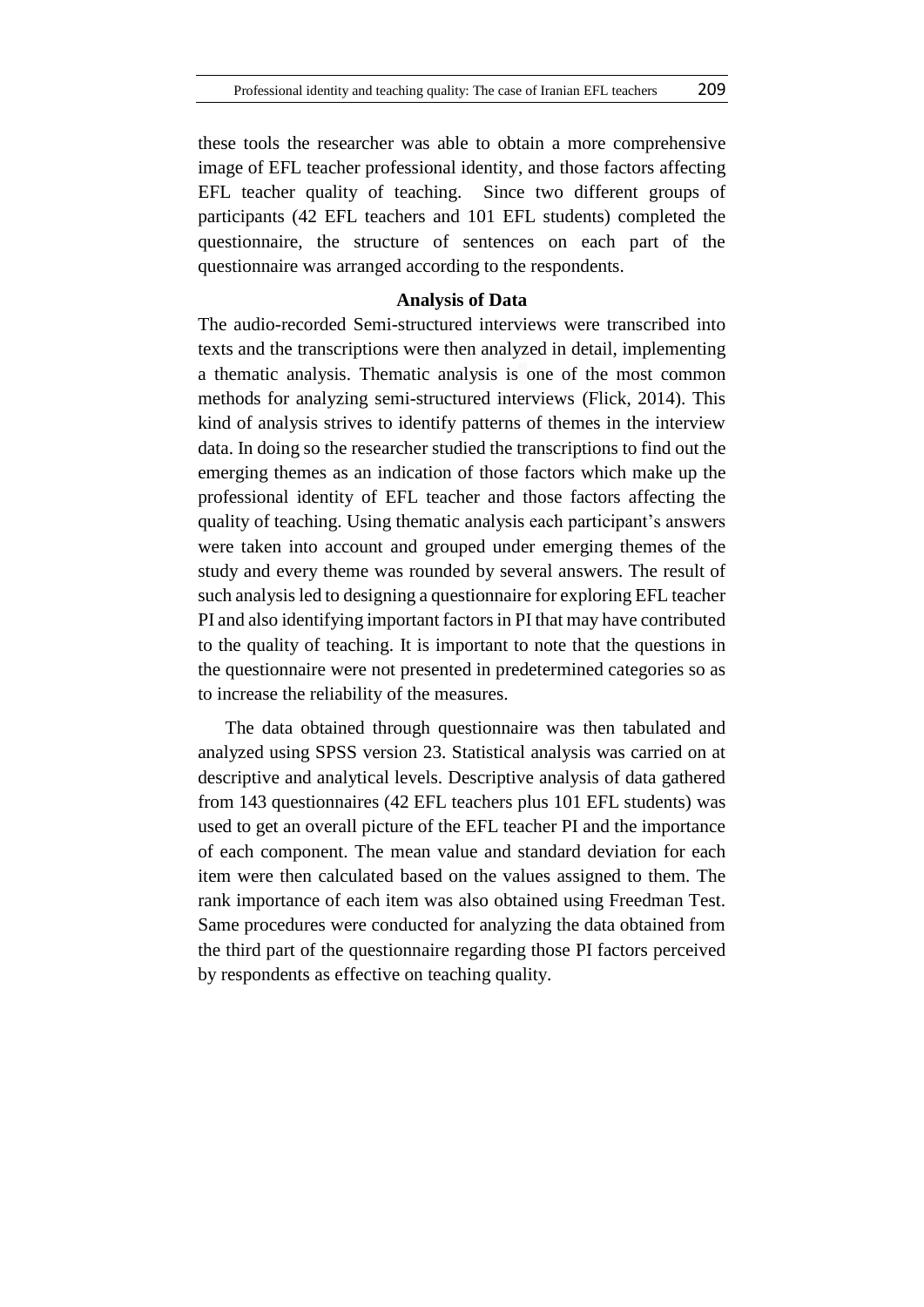these tools the researcher was able to obtain a more comprehensive image of EFL teacher professional identity, and those factors affecting EFL teacher quality of teaching. Since two different groups of participants (42 EFL teachers and 101 EFL students) completed the questionnaire, the structure of sentences on each part of the questionnaire was arranged according to the respondents.

### Analysis of Data

The audio-recorded Semi-structured interviews were transcribed into texts and the transcriptions were then analyzed in detail, implementing a thematic analysis. Thematic analysis is one of the most common methods for analyzing semi-structured interviews (Flick, 2014). This kind of analysis strives to identify patterns of themes in the interview data. In doing so the researcher studied the transcriptions to find out the emerging themes as an indication of those factors which make up the professional identity of EFL teacher and those factors affecting the quality of teaching. Using thematic analysis each participant's answers were taken into account and grouped under emerging themes of the study and every theme was rounded by several answers. The result of such analysis led to designing a questionnaire for exploring EFL teacher PI and also identifying important factors in PI that may have contributed to the quality of teaching. It is important to note that the questions in the questionnaire were not presented in predetermined categories so as to increase the reliability of the measures.

The data obtained through questionnaire was then tabulated and analyzed using SPSS version 23. Statistical analysis was carried on at descriptive and analytical levels. Descriptive analysis of data gathered from 143 questionnaires (42 EFL teachers plus 101 EFL students) was used to get an overall picture of the EFL teacher PI and the importance of each component. The mean value and standard deviation for each item were then calculated based on the values assigned to them. The rank importance of each item was also obtained using Freedman Test. Same procedures were conducted for analyzing the data obtained from the third part of the questionnaire regarding those PI factors perceived by respondents as effective on teaching quality.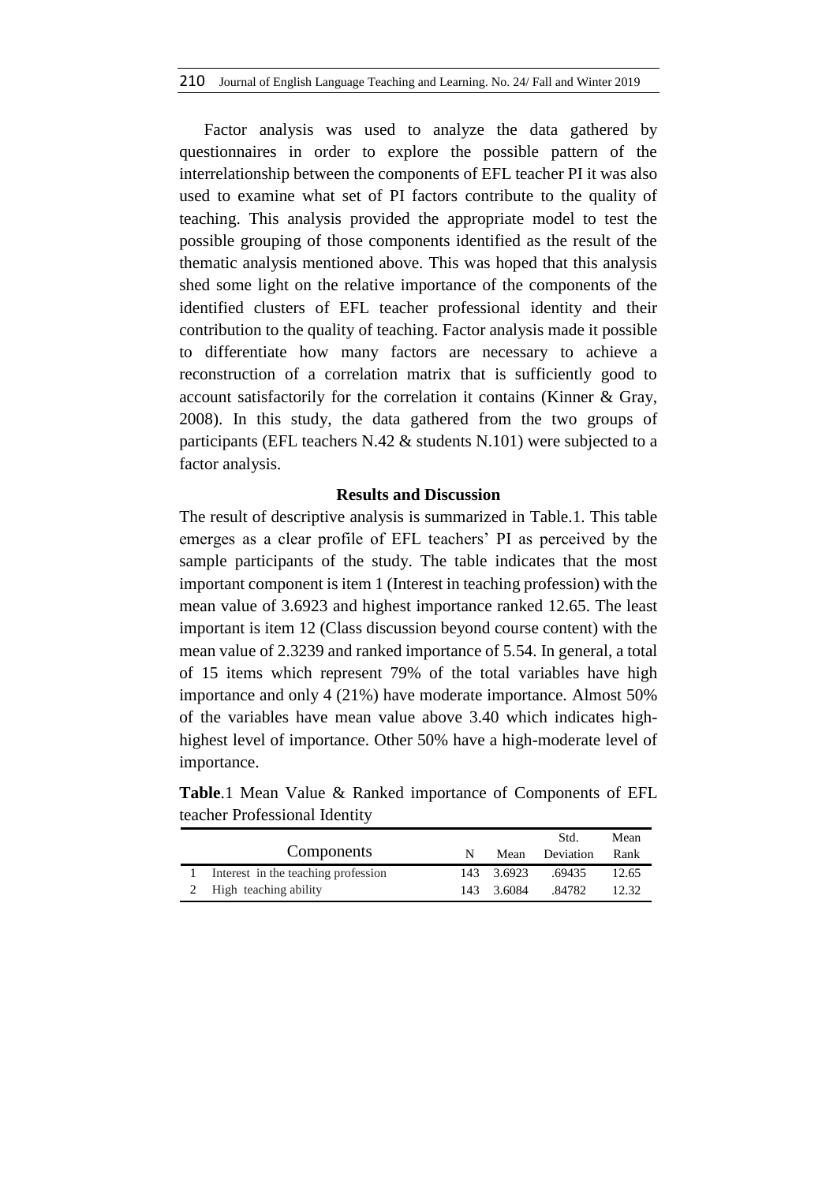Factor analysis was used to analyze the data gathered by questionnaires in order to explore the possible pattern of the interrelationship between the components of EFL teacher PI it was also used to examine what set of PI factors contribute to the quality of teaching. This analysis provided the appropriate model to test the possible grouping of those components identified as the result of the thematic analysis mentioned above. This was hoped that this analysis shed some light on the relative importance of the components of the identified clusters of EFL teacher professional identity and their contribution to the quality of teaching. Factor analysis made it possible to differentiate how many factors are necessary to achieve a reconstruction of a correlation matrix that is sufficiently good to account satisfactorily for the correlation it contains (Kinner & Gray, 2008). In this study, the data gathered from the two groups of participants (EFL teachers N.42 & students N.101) were subjected to a factor analysis.

## Results and Discussion

The result of descriptive analysis is summarized in Table.1. This table emerges as a clear profile of EFL teachers' PI as perceived by the sample participants of the study. The table indicates that the most important component is item 1 (Interest in teaching profession) with the mean value of 3.6923 and highest importance ranked 12.65. The least important is item 12 (Class discussion beyond course content) with the mean value of 2.3239 and ranked importance of 5.54. In general, a total of 15 items which represent 79% of the total variables have high importance and only 4 (21%) have moderate importance. Almost 50% of the variables have mean value above 3.40 which indicates high-highest level of importance. Other 50% have a high-moderate level of importance.

**Table**.1 Mean Value & Ranked importance of Components of EFL teacher Professional Identity

| | Components | N | Mean | Std. Deviation | Mean Rank |
|---|---|---|---|---|---|
| 1 | Interest in the teaching profession | 143 | 3.6923 | .69435 | 12.65 |
| 2 | High teaching ability | 143 | 3.6084 | .84782 | 12.32 |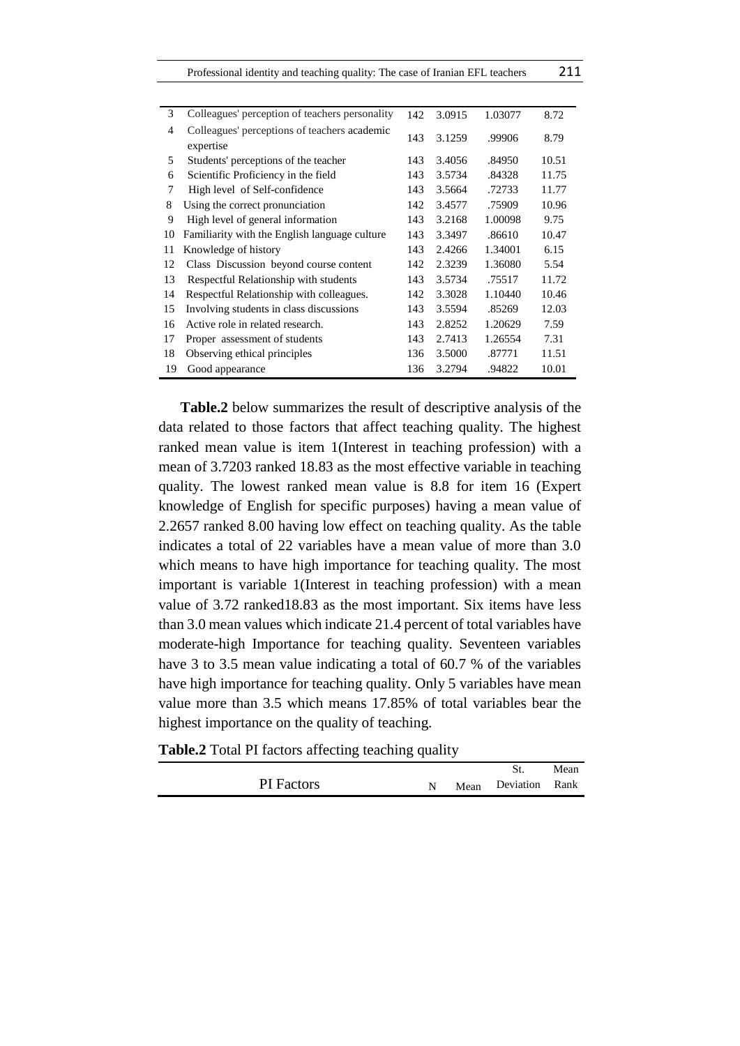| | | | | | |
|---|---|---|---|---|---|
| 3 | Colleagues' perception of teachers personality | 142 | 3.0915 | 1.03077 | 8.72 |
| 4 | Colleagues' perceptions of teachers academic expertise | 143 | 3.1259 | .99906 | 8.79 |
| 5 | Students' perceptions of the teacher | 143 | 3.4056 | .84950 | 10.51 |
| 6 | Scientific Proficiency in the field | 143 | 3.5734 | .84328 | 11.75 |
| 7 | High level of Self-confidence | 143 | 3.5664 | .72733 | 11.77 |
| 8 | Using the correct pronunciation | 142 | 3.4577 | .75909 | 10.96 |
| 9 | High level of general information | 143 | 3.2168 | 1.00098 | 9.75 |
| 10 | Familiarity with the English language culture | 143 | 3.3497 | .86610 | 10.47 |
| 11 | Knowledge of history | 143 | 2.4266 | 1.34001 | 6.15 |
| 12 | Class Discussion beyond course content | 142 | 2.3239 | 1.36080 | 5.54 |
| 13 | Respectful Relationship with students | 143 | 3.5734 | .75517 | 11.72 |
| 14 | Respectful Relationship with colleagues. | 142 | 3.3028 | 1.10440 | 10.46 |
| 15 | Involving students in class discussions | 143 | 3.5594 | .85269 | 12.03 |
| 16 | Active role in related research. | 143 | 2.8252 | 1.20629 | 7.59 |
| 17 | Proper assessment of students | 143 | 2.7413 | 1.26554 | 7.31 |
| 18 | Observing ethical principles | 136 | 3.5000 | .87771 | 11.51 |
| 19 | Good appearance | 136 | 3.2794 | .94822 | 10.01 |

**Table.2** below summarizes the result of descriptive analysis of the data related to those factors that affect teaching quality. The highest ranked mean value is item 1(Interest in teaching profession) with a mean of 3.7203 ranked 18.83 as the most effective variable in teaching quality. The lowest ranked mean value is 8.8 for item 16 (Expert knowledge of English for specific purposes) having a mean value of 2.2657 ranked 8.00 having low effect on teaching quality. As the table indicates a total of 22 variables have a mean value of more than 3.0 which means to have high importance for teaching quality. The most important is variable 1(Interest in teaching profession) with a mean value of 3.72 ranked18.83 as the most important. Six items have less than 3.0 mean values which indicate 21.4 percent of total variables have moderate-high Importance for teaching quality. Seventeen variables have 3 to 3.5 mean value indicating a total of 60.7 % of the variables have high importance for teaching quality. Only 5 variables have mean value more than 3.5 which means 17.85% of total variables bear the highest importance on the quality of teaching.

**Table.2** Total PI factors affecting teaching quality

| PI Factors | N | Mean | St. Deviation | Mean Rank |
|---|---|---|---|---|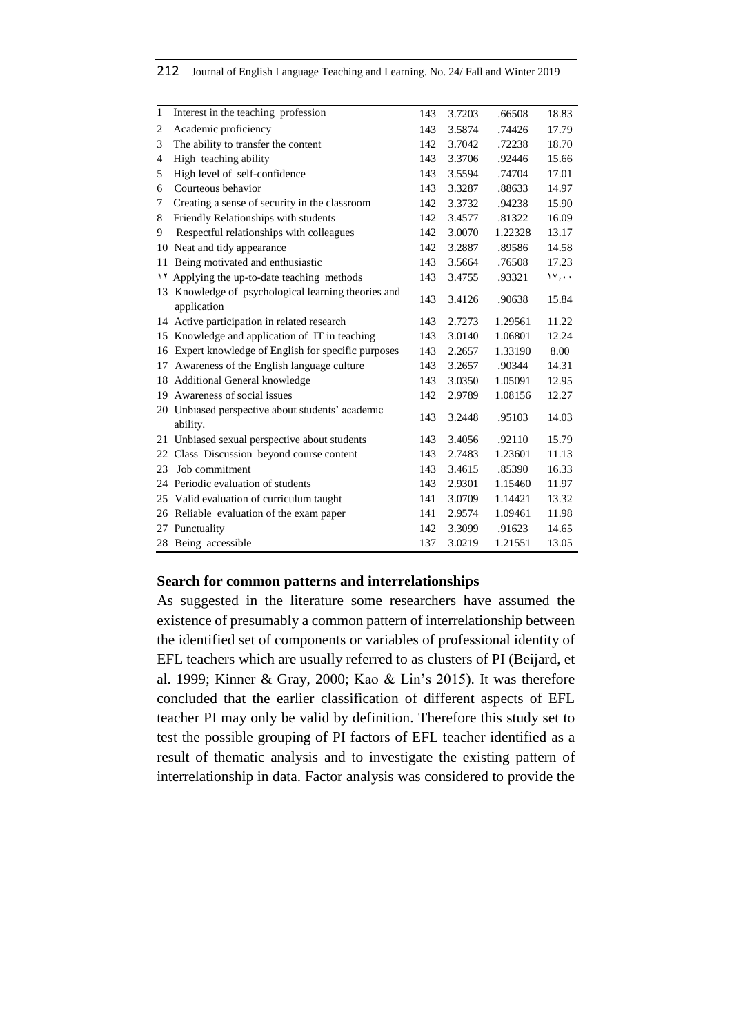| | | | | | |
|---|---|---|---|---|---|
| 1 | Interest in the teaching profession | 143 | 3.7203 | .66508 | 18.83 |
| 2 | Academic proficiency | 143 | 3.5874 | .74426 | 17.79 |
| 3 | The ability to transfer the content | 142 | 3.7042 | .72238 | 18.70 |
| 4 | High teaching ability | 143 | 3.3706 | .92446 | 15.66 |
| 5 | High level of self-confidence | 143 | 3.5594 | .74704 | 17.01 |
| 6 | Courteous behavior | 143 | 3.3287 | .88633 | 14.97 |
| 7 | Creating a sense of security in the classroom | 142 | 3.3732 | .94238 | 15.90 |
| 8 | Friendly Relationships with students | 142 | 3.4577 | .81322 | 16.09 |
| 9 | Respectful relationships with colleagues | 142 | 3.0070 | 1.22328 | 13.17 |
| 10 | Neat and tidy appearance | 142 | 3.2887 | .89586 | 14.58 |
| 11 | Being motivated and enthusiastic | 143 | 3.5664 | .76508 | 17.23 |
| ۱۲ | Applying the up-to-date teaching methods | 143 | 3.4755 | .93321 | ۱۷,۰۰ |
| 13 | Knowledge of psychological learning theories and application | 143 | 3.4126 | .90638 | 15.84 |
| 14 | Active participation in related research | 143 | 2.7273 | 1.29561 | 11.22 |
| 15 | Knowledge and application of IT in teaching | 143 | 3.0140 | 1.06801 | 12.24 |
| 16 | Expert knowledge of English for specific purposes | 143 | 2.2657 | 1.33190 | 8.00 |
| 17 | Awareness of the English language culture | 143 | 3.2657 | .90344 | 14.31 |
| 18 | Additional General knowledge | 143 | 3.0350 | 1.05091 | 12.95 |
| 19 | Awareness of social issues | 142 | 2.9789 | 1.08156 | 12.27 |
| 20 | Unbiased perspective about students' academic ability. | 143 | 3.2448 | .95103 | 14.03 |
| 21 | Unbiased sexual perspective about students | 143 | 3.4056 | .92110 | 15.79 |
| 22 | Class Discussion beyond course content | 143 | 2.7483 | 1.23601 | 11.13 |
| 23 | Job commitment | 143 | 3.4615 | .85390 | 16.33 |
| 24 | Periodic evaluation of students | 143 | 2.9301 | 1.15460 | 11.97 |
| 25 | Valid evaluation of curriculum taught | 141 | 3.0709 | 1.14421 | 13.32 |
| 26 | Reliable evaluation of the exam paper | 141 | 2.9574 | 1.09461 | 11.98 |
| 27 | Punctuality | 142 | 3.3099 | .91623 | 14.65 |
| 28 | Being accessible | 137 | 3.0219 | 1.21551 | 13.05 |

**Search for common patterns and interrelationships**

As suggested in the literature some researchers have assumed the existence of presumably a common pattern of interrelationship between the identified set of components or variables of professional identity of EFL teachers which are usually referred to as clusters of PI (Beijard, et al. 1999; Kinner & Gray, 2000; Kao & Lin's 2015). It was therefore concluded that the earlier classification of different aspects of EFL teacher PI may only be valid by definition. Therefore this study set to test the possible grouping of PI factors of EFL teacher identified as a result of thematic analysis and to investigate the existing pattern of interrelationship in data. Factor analysis was considered to provide the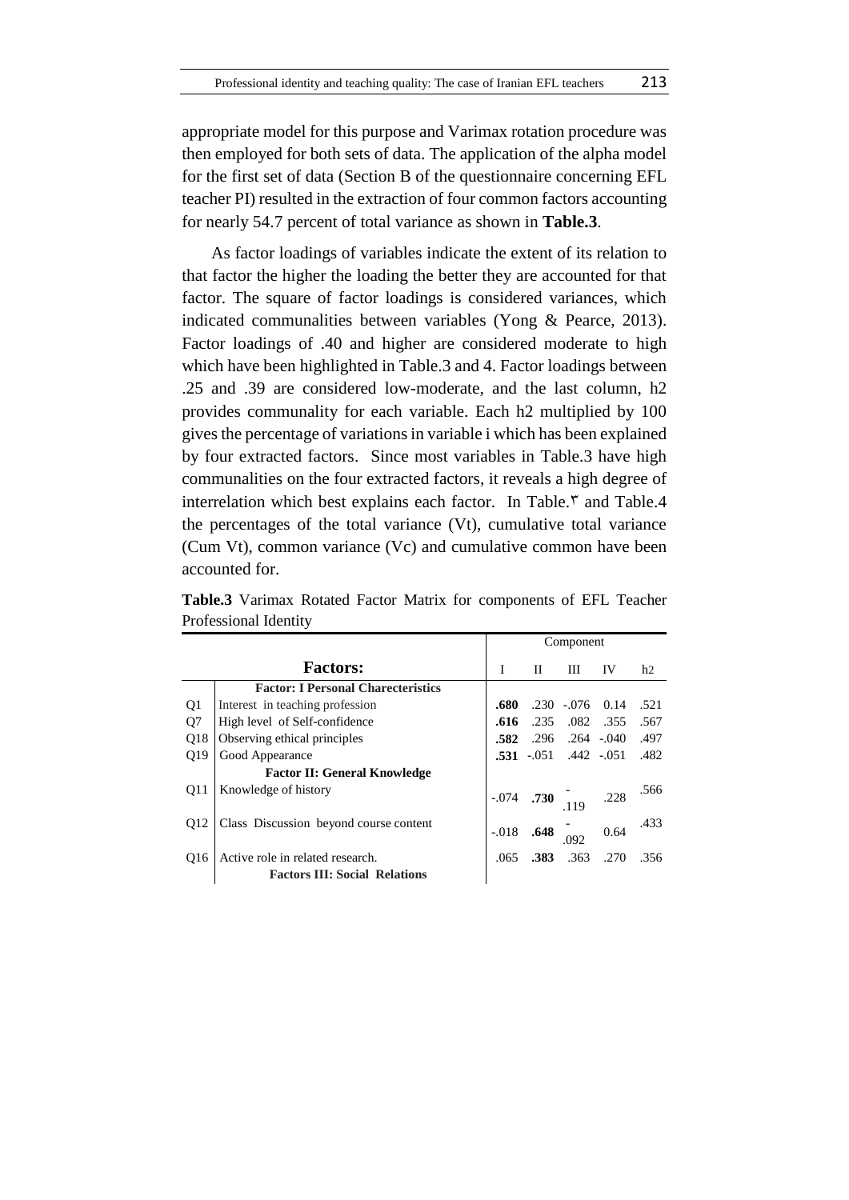appropriate model for this purpose and Varimax rotation procedure was then employed for both sets of data. The application of the alpha model for the first set of data (Section B of the questionnaire concerning EFL teacher PI) resulted in the extraction of four common factors accounting for nearly 54.7 percent of total variance as shown in **Table.3**.

As factor loadings of variables indicate the extent of its relation to that factor the higher the loading the better they are accounted for that factor. The square of factor loadings is considered variances, which indicated communalities between variables (Yong & Pearce, 2013). Factor loadings of .40 and higher are considered moderate to high which have been highlighted in Table.3 and 4. Factor loadings between .25 and .39 are considered low-moderate, and the last column, h2 provides communality for each variable. Each h2 multiplied by 100 gives the percentage of variations in variable i which has been explained by four extracted factors. Since most variables in Table.3 have high communalities on the four extracted factors, it reveals a high degree of interrelation which best explains each factor. In Table.۳ and Table.4 the percentages of the total variance (Vt), cumulative total variance (Cum Vt), common variance (Vc) and cumulative common have been accounted for.

**Table.3** Varimax Rotated Factor Matrix for components of EFL Teacher Professional Identity

| | | Component | | | | |
|---|---|---|---|---|---|---|
| | **Factors:** | I | II | III | IV | h2 |
| | **Factor: I Personal Charecteristics** | | | | | |
| Q1 | Interest in teaching profession | **.680** | .230 | -.076 | 0.14 | .521 |
| Q7 | High level of Self-confidence | **.616** | .235 | .082 | .355 | .567 |
| Q18 | Observing ethical principles | **.582** | .296 | .264 | -.040 | .497 |
| Q19 | Good Appearance | **.531** | -.051 | .442 | -.051 | .482 |
| | **Factor II: General Knowledge** | | | | | |
| Q11 | Knowledge of history | -.074 | **.730** | -.119 | .228 | .566 |
| Q12 | Class Discussion beyond course content | -.018 | **.648** | -.092 | 0.64 | .433 |
| Q16 | Active role in related research. | .065 | **.383** | .363 | .270 | .356 |
| | **Factors III: Social Relations** | | | | | |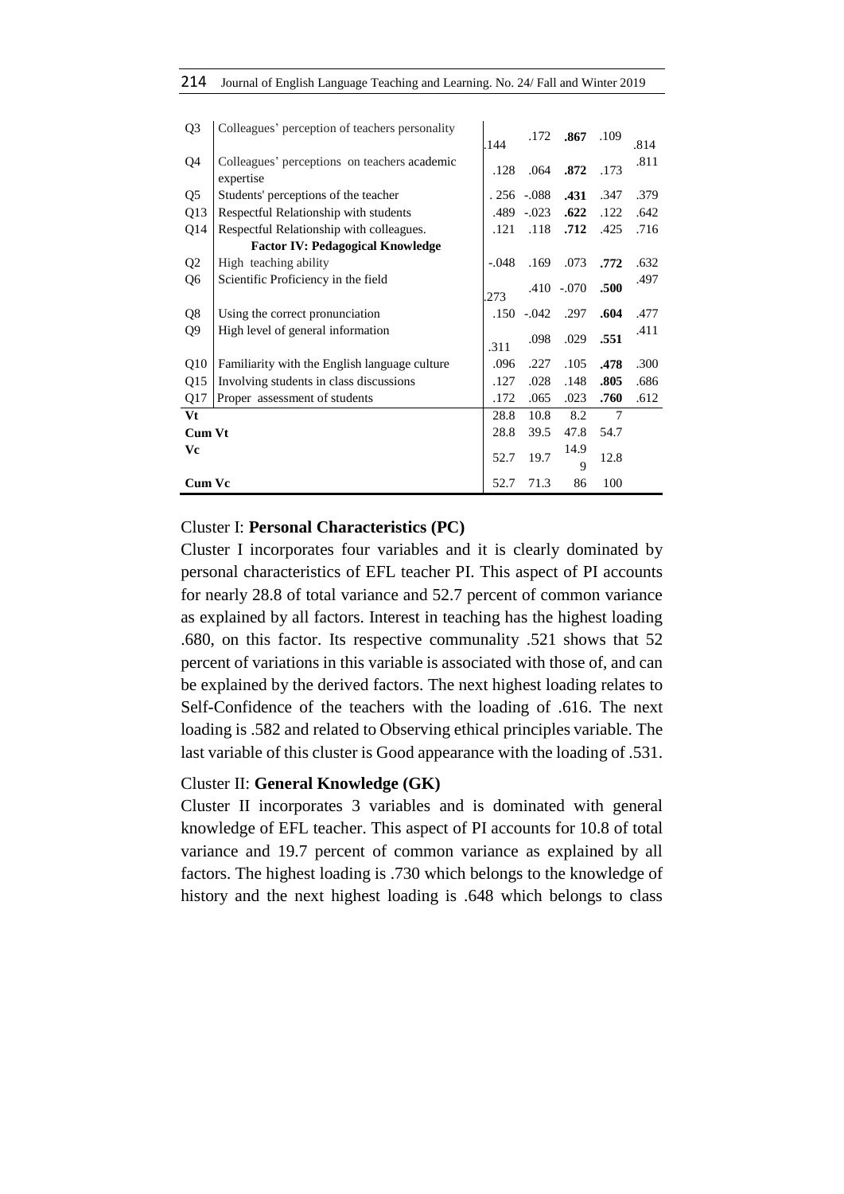| | | | | | | |
|---|---|---|---|---|---|---|
| Q3 | Colleagues' perception of teachers personality | .144 | .172 | **.867** | .109 | .814 |
| Q4 | Colleagues' perceptions on teachers academic expertise | .128 | .064 | **.872** | .173 | .811 |
| Q5 | Students' perceptions of the teacher | . 256 | -.088 | **.431** | .347 | .379 |
| Q13 | Respectful Relationship with students | .489 | -.023 | **.622** | .122 | .642 |
| Q14 | Respectful Relationship with colleagues. | .121 | .118 | **.712** | .425 | .716 |
| | **Factor IV: Pedagogical Knowledge** | | | | | |
| Q2 | High teaching ability | -.048 | .169 | .073 | **.772** | .632 |
| Q6 | Scientific Proficiency in the field | .273 | .410 | -.070 | **.500** | .497 |
| Q8 | Using the correct pronunciation | .150 | -.042 | .297 | **.604** | .477 |
| Q9 | High level of general information | .311 | .098 | .029 | **.551** | .411 |
| Q10 | Familiarity with the English language culture | .096 | .227 | .105 | **.478** | .300 |
| Q15 | Involving students in class discussions | .127 | .028 | .148 | **.805** | .686 |
| Q17 | Proper assessment of students | .172 | .065 | .023 | **.760** | .612 |
| **Vt** | | 28.8 | 10.8 | 8.2 | 7 | |
| **Cum Vt** | | 28.8 | 39.5 | 47.8 | 54.7 | |
| **Vc** | | 52.7 | 19.7 | 14.99 | 12.8 | |
| **Cum Vc** | | 52.7 | 71.3 | 86 | 100 | |

Cluster I: **Personal Characteristics (PC)**

Cluster I incorporates four variables and it is clearly dominated by personal characteristics of EFL teacher PI. This aspect of PI accounts for nearly 28.8 of total variance and 52.7 percent of common variance as explained by all factors. Interest in teaching has the highest loading .680, on this factor. Its respective communality .521 shows that 52 percent of variations in this variable is associated with those of, and can be explained by the derived factors. The next highest loading relates to Self-Confidence of the teachers with the loading of .616. The next loading is .582 and related to Observing ethical principles variable. The last variable of this cluster is Good appearance with the loading of .531.

Cluster II: **General Knowledge (GK)**

Cluster II incorporates 3 variables and is dominated with general knowledge of EFL teacher. This aspect of PI accounts for 10.8 of total variance and 19.7 percent of common variance as explained by all factors. The highest loading is .730 which belongs to the knowledge of history and the next highest loading is .648 which belongs to class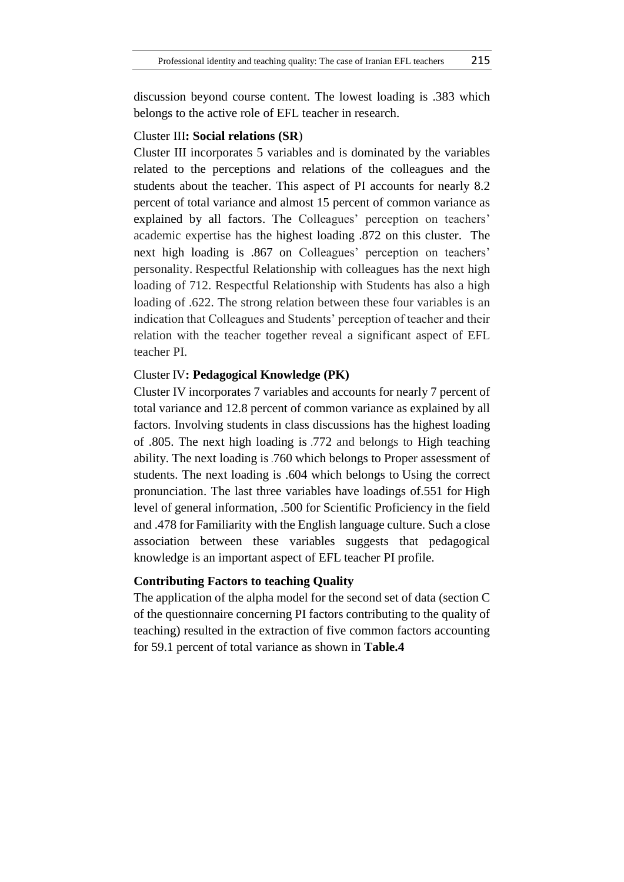discussion beyond course content. The lowest loading is .383 which belongs to the active role of EFL teacher in research.

Cluster III**: Social relations (SR**)

Cluster III incorporates 5 variables and is dominated by the variables related to the perceptions and relations of the colleagues and the students about the teacher. This aspect of PI accounts for nearly 8.2 percent of total variance and almost 15 percent of common variance as explained by all factors. The Colleagues' perception on teachers' academic expertise has the highest loading .872 on this cluster. The next high loading is .867 on Colleagues' perception on teachers' personality. Respectful Relationship with colleagues has the next high loading of 712. Respectful Relationship with Students has also a high loading of .622. The strong relation between these four variables is an indication that Colleagues and Students' perception of teacher and their relation with the teacher together reveal a significant aspect of EFL teacher PI.

Cluster IV**: Pedagogical Knowledge (PK)**

Cluster IV incorporates 7 variables and accounts for nearly 7 percent of total variance and 12.8 percent of common variance as explained by all factors. Involving students in class discussions has the highest loading of .805. The next high loading is .772 and belongs to High teaching ability. The next loading is .760 which belongs to Proper assessment of students. The next loading is .604 which belongs to Using the correct pronunciation. The last three variables have loadings of.551 for High level of general information, .500 for Scientific Proficiency in the field and .478 for Familiarity with the English language culture. Such a close association between these variables suggests that pedagogical knowledge is an important aspect of EFL teacher PI profile.

**Contributing Factors to teaching Quality**

The application of the alpha model for the second set of data (section C of the questionnaire concerning PI factors contributing to the quality of teaching) resulted in the extraction of five common factors accounting for 59.1 percent of total variance as shown in **Table.4**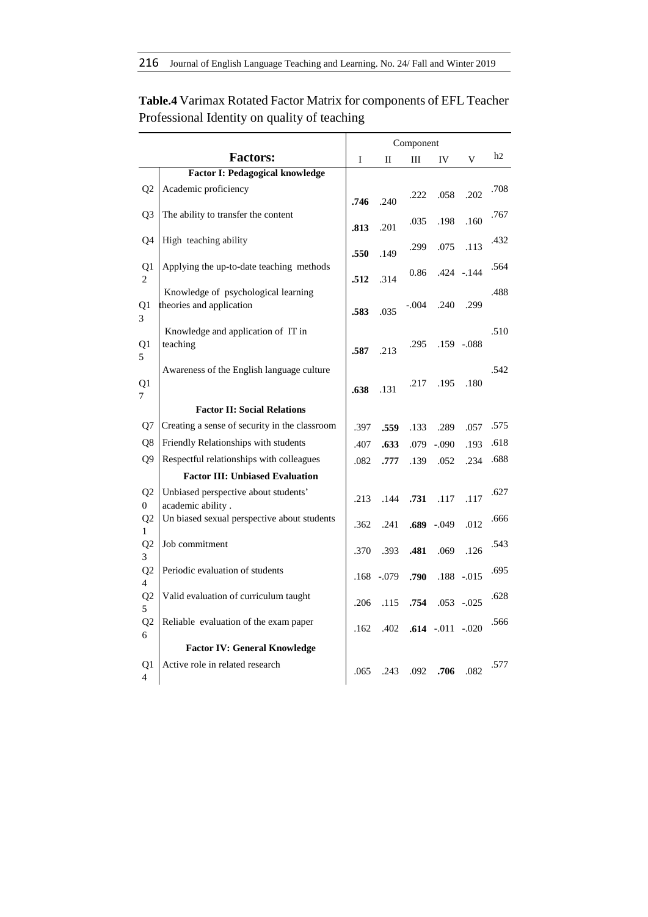**Table.4** Varimax Rotated Factor Matrix for components of EFL Teacher Professional Identity on quality of teaching

| | **Factors:** | Component I | II | III | IV | V | h2 |
|---|---|---|---|---|---|---|---|
| | **Factor I: Pedagogical knowledge** | | | | | | |
| Q2 | Academic proficiency | **.746** | .240 | .222 | .058 | .202 | .708 |
| Q3 | The ability to transfer the content | **.813** | .201 | .035 | .198 | .160 | .767 |
| Q4 | High teaching ability | **.550** | .149 | .299 | .075 | .113 | .432 |
| Q12 | Applying the up-to-date teaching methods | **.512** | .314 | 0.86 | .424 | -.144 | .564 |
| Q13 | Knowledge of psychological learning theories and application | **.583** | .035 | -.004 | .240 | .299 | .488 |
| Q15 | Knowledge and application of IT in teaching | **.587** | .213 | .295 | .159 | -.088 | .510 |
| Q17 | Awareness of the English language culture | **.638** | .131 | .217 | .195 | .180 | .542 |
| | **Factor II: Social Relations** | | | | | | |
| Q7 | Creating a sense of security in the classroom | .397 | **.559** | .133 | .289 | .057 | .575 |
| Q8 | Friendly Relationships with students | .407 | **.633** | .079 | -.090 | .193 | .618 |
| Q9 | Respectful relationships with colleagues | .082 | **.777** | .139 | .052 | .234 | .688 |
| | **Factor III: Unbiased Evaluation** | | | | | | |
| Q20 | Unbiased perspective about students' academic ability . | .213 | .144 | **.731** | .117 | .117 | .627 |
| Q21 | Un biased sexual perspective about students | .362 | .241 | **.689** | -.049 | .012 | .666 |
| Q23 | Job commitment | .370 | .393 | **.481** | .069 | .126 | .543 |
| Q24 | Periodic evaluation of students | .168 | -.079 | **.790** | .188 | -.015 | .695 |
| Q25 | Valid evaluation of curriculum taught | .206 | .115 | **.754** | .053 | -.025 | .628 |
| Q26 | Reliable evaluation of the exam paper | .162 | .402 | **.614** | -.011 | -.020 | .566 |
| | **Factor IV: General Knowledge** | | | | | | |
| Q14 | Active role in related research | .065 | .243 | .092 | **.706** | .082 | .577 |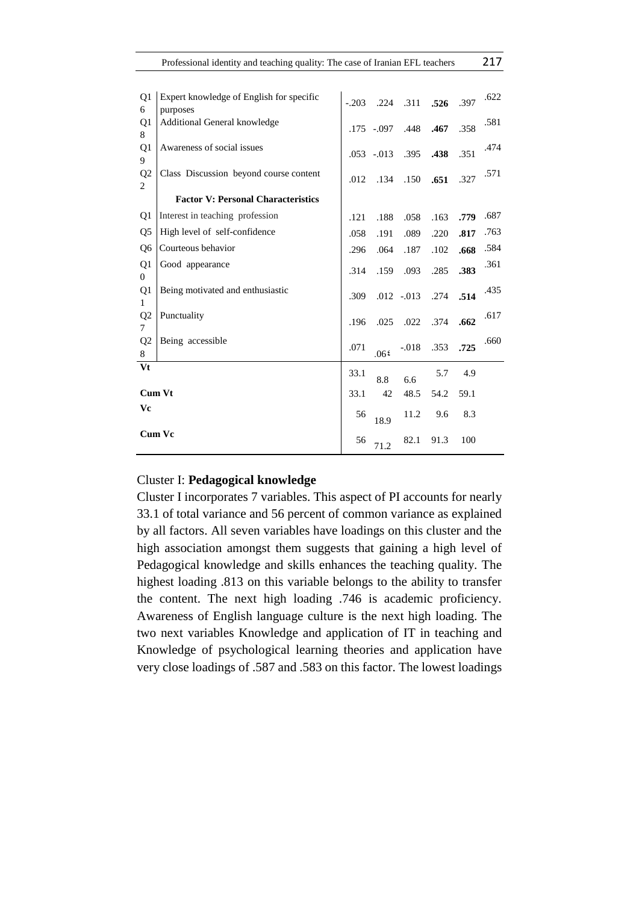| | | | | | | | |
|---|---|---|---|---|---|---|---|
| Q16 | Expert knowledge of English for specific purposes | -.203 | .224 | .311 | **.526** | .397 | .622 |
| Q18 | Additional General knowledge | .175 | -.097 | .448 | **.467** | .358 | .581 |
| Q19 | Awareness of social issues | .053 | -.013 | .395 | **.438** | .351 | .474 |
| Q22 | Class Discussion beyond course content | .012 | .134 | .150 | **.651** | .327 | .571 |
| | **Factor V: Personal Characteristics** | | | | | | |
| Q1 | Interest in teaching profession | .121 | .188 | .058 | .163 | **.779** | .687 |
| Q5 | High level of self-confidence | .058 | .191 | .089 | .220 | **.817** | .763 |
| Q6 | Courteous behavior | .296 | .064 | .187 | .102 | **.668** | .584 |
| Q10 | Good appearance | .314 | .159 | .093 | .285 | **.383** | .361 |
| Q11 | Being motivated and enthusiastic | .309 | .012 | -.013 | .274 | **.514** | .435 |
| Q27 | Punctuality | .196 | .025 | .022 | .374 | **.662** | .617 |
| Q28 | Being accessible | .071 | .064 | -.018 | .353 | **.725** | .660 |
| **Vt** | | 33.1 | 8.8 | 6.6 | 5.7 | 4.9 | |
| **Cum Vt** | | 33.1 | 42 | 48.5 | 54.2 | 59.1 | |
| **Vc** | | 56 | 18.9 | 11.2 | 9.6 | 8.3 | |
| **Cum Vc** | | 56 | 71.2 | 82.1 | 91.3 | 100 | |

Cluster I: **Pedagogical knowledge**

Cluster I incorporates 7 variables. This aspect of PI accounts for nearly 33.1 of total variance and 56 percent of common variance as explained by all factors. All seven variables have loadings on this cluster and the high association amongst them suggests that gaining a high level of Pedagogical knowledge and skills enhances the teaching quality. The highest loading .813 on this variable belongs to the ability to transfer the content. The next high loading .746 is academic proficiency. Awareness of English language culture is the next high loading. The two next variables Knowledge and application of IT in teaching and Knowledge of psychological learning theories and application have very close loadings of .587 and .583 on this factor. The lowest loadings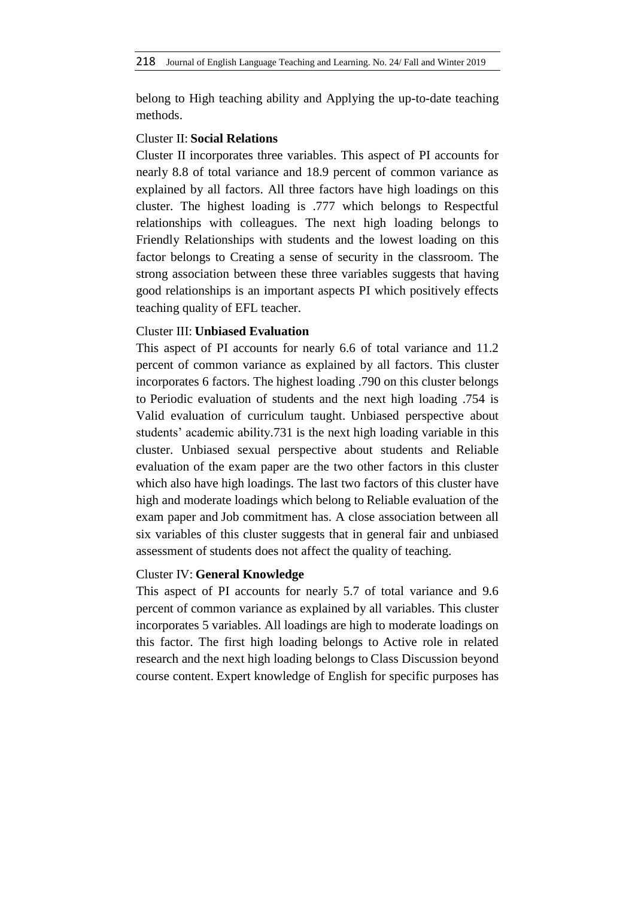belong to High teaching ability and Applying the up-to-date teaching methods.

Cluster II: **Social Relations**

Cluster II incorporates three variables. This aspect of PI accounts for nearly 8.8 of total variance and 18.9 percent of common variance as explained by all factors. All three factors have high loadings on this cluster. The highest loading is .777 which belongs to Respectful relationships with colleagues. The next high loading belongs to Friendly Relationships with students and the lowest loading on this factor belongs to Creating a sense of security in the classroom. The strong association between these three variables suggests that having good relationships is an important aspects PI which positively effects teaching quality of EFL teacher.

Cluster III: **Unbiased Evaluation**

This aspect of PI accounts for nearly 6.6 of total variance and 11.2 percent of common variance as explained by all factors. This cluster incorporates 6 factors. The highest loading .790 on this cluster belongs to Periodic evaluation of students and the next high loading .754 is Valid evaluation of curriculum taught. Unbiased perspective about students' academic ability.731 is the next high loading variable in this cluster. Unbiased sexual perspective about students and Reliable evaluation of the exam paper are the two other factors in this cluster which also have high loadings. The last two factors of this cluster have high and moderate loadings which belong to Reliable evaluation of the exam paper and Job commitment has. A close association between all six variables of this cluster suggests that in general fair and unbiased assessment of students does not affect the quality of teaching.

Cluster IV: **General Knowledge**

This aspect of PI accounts for nearly 5.7 of total variance and 9.6 percent of common variance as explained by all variables. This cluster incorporates 5 variables. All loadings are high to moderate loadings on this factor. The first high loading belongs to Active role in related research and the next high loading belongs to Class Discussion beyond course content. Expert knowledge of English for specific purposes has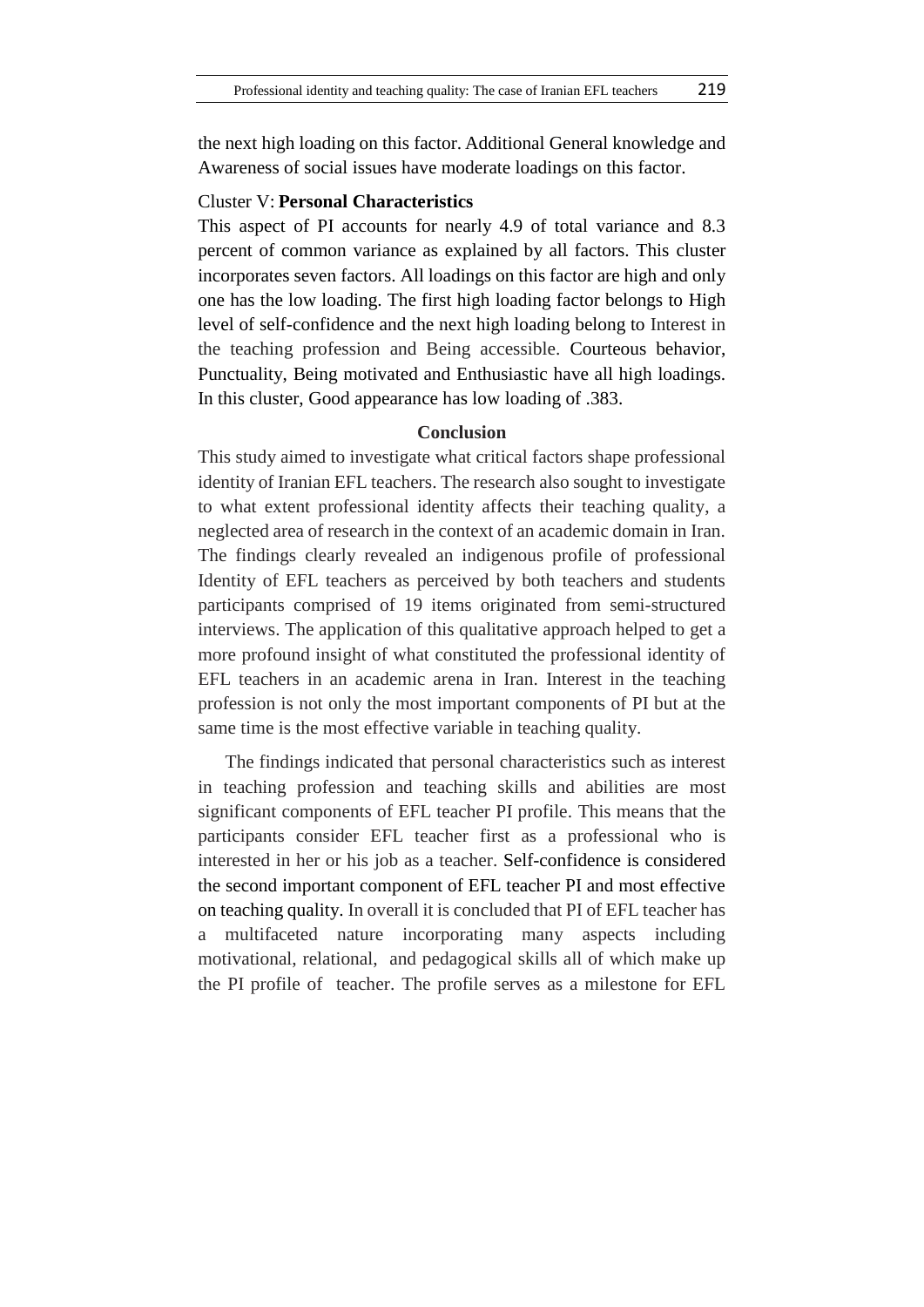the next high loading on this factor. Additional General knowledge and Awareness of social issues have moderate loadings on this factor.

Cluster V: **Personal Characteristics**

This aspect of PI accounts for nearly 4.9 of total variance and 8.3 percent of common variance as explained by all factors. This cluster incorporates seven factors. All loadings on this factor are high and only one has the low loading. The first high loading factor belongs to High level of self-confidence and the next high loading belong to Interest in the teaching profession and Being accessible. Courteous behavior, Punctuality, Being motivated and Enthusiastic have all high loadings. In this cluster, Good appearance has low loading of .383.

## Conclusion

This study aimed to investigate what critical factors shape professional identity of Iranian EFL teachers. The research also sought to investigate to what extent professional identity affects their teaching quality, a neglected area of research in the context of an academic domain in Iran. The findings clearly revealed an indigenous profile of professional Identity of EFL teachers as perceived by both teachers and students participants comprised of 19 items originated from semi-structured interviews. The application of this qualitative approach helped to get a more profound insight of what constituted the professional identity of EFL teachers in an academic arena in Iran. Interest in the teaching profession is not only the most important components of PI but at the same time is the most effective variable in teaching quality.

The findings indicated that personal characteristics such as interest in teaching profession and teaching skills and abilities are most significant components of EFL teacher PI profile. This means that the participants consider EFL teacher first as a professional who is interested in her or his job as a teacher. Self-confidence is considered the second important component of EFL teacher PI and most effective on teaching quality. In overall it is concluded that PI of EFL teacher has a multifaceted nature incorporating many aspects including motivational, relational, and pedagogical skills all of which make up the PI profile of teacher. The profile serves as a milestone for EFL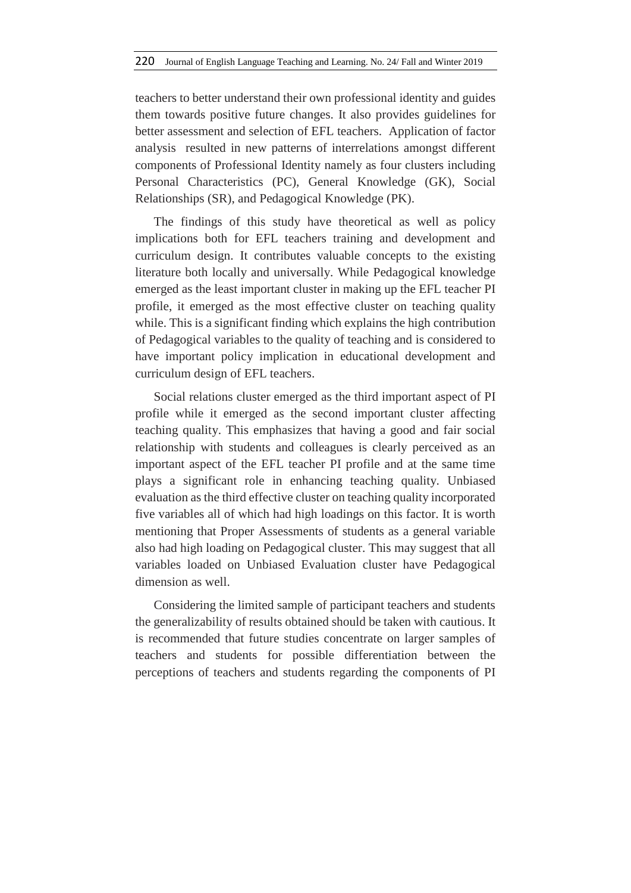teachers to better understand their own professional identity and guides them towards positive future changes. It also provides guidelines for better assessment and selection of EFL teachers. Application of factor analysis resulted in new patterns of interrelations amongst different components of Professional Identity namely as four clusters including Personal Characteristics (PC), General Knowledge (GK), Social Relationships (SR), and Pedagogical Knowledge (PK).

The findings of this study have theoretical as well as policy implications both for EFL teachers training and development and curriculum design. It contributes valuable concepts to the existing literature both locally and universally. While Pedagogical knowledge emerged as the least important cluster in making up the EFL teacher PI profile, it emerged as the most effective cluster on teaching quality while. This is a significant finding which explains the high contribution of Pedagogical variables to the quality of teaching and is considered to have important policy implication in educational development and curriculum design of EFL teachers.

Social relations cluster emerged as the third important aspect of PI profile while it emerged as the second important cluster affecting teaching quality. This emphasizes that having a good and fair social relationship with students and colleagues is clearly perceived as an important aspect of the EFL teacher PI profile and at the same time plays a significant role in enhancing teaching quality. Unbiased evaluation as the third effective cluster on teaching quality incorporated five variables all of which had high loadings on this factor. It is worth mentioning that Proper Assessments of students as a general variable also had high loading on Pedagogical cluster. This may suggest that all variables loaded on Unbiased Evaluation cluster have Pedagogical dimension as well.

Considering the limited sample of participant teachers and students the generalizability of results obtained should be taken with cautious. It is recommended that future studies concentrate on larger samples of teachers and students for possible differentiation between the perceptions of teachers and students regarding the components of PI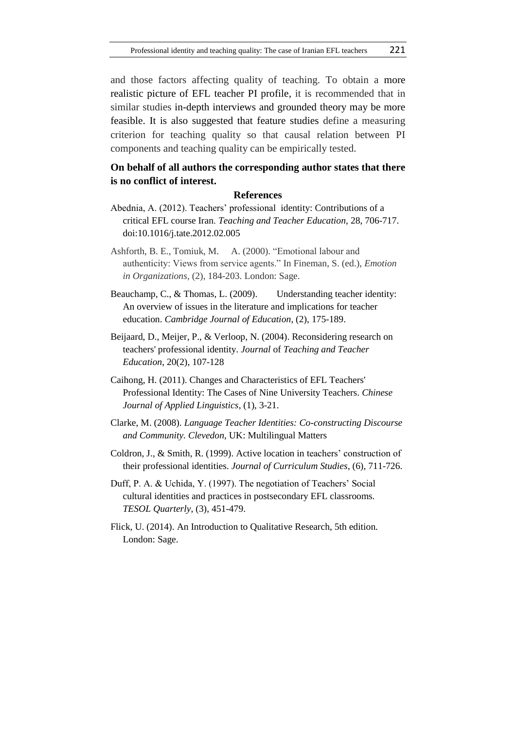and those factors affecting quality of teaching. To obtain a more realistic picture of EFL teacher PI profile, it is recommended that in similar studies in-depth interviews and grounded theory may be more feasible. It is also suggested that feature studies define a measuring criterion for teaching quality so that causal relation between PI components and teaching quality can be empirically tested.

**On behalf of all authors the corresponding author states that there is no conflict of interest.**

## References

Abednia, A. (2012). Teachers' professional identity: Contributions of a critical EFL course Iran. *Teaching and Teacher Education*, 28, 706-717. doi:10.1016/j.tate.2012.02.005

Ashforth, B. E., Tomiuk, M. A. (2000). "Emotional labour and authenticity: Views from service agents." In Fineman, S. (ed.), *Emotion in Organizations*, (2), 184-203. London: Sage.

Beauchamp, C., & Thomas, L. (2009). Understanding teacher identity: An overview of issues in the literature and implications for teacher education. *Cambridge Journal of Education*, (2), 175-189.

Beijaard, D., Meijer, P., & Verloop, N. (2004). Reconsidering research on teachers' professional identity. *Journal* of *Teaching and Teacher Education*, 20(2), 107-128

Caihong, H. (2011). Changes and Characteristics of EFL Teachers' Professional Identity: The Cases of Nine University Teachers. *Chinese Journal of Applied Linguistics*, (1), 3-21.

Clarke, M. (2008). *Language Teacher Identities: Co-constructing Discourse and Community. Clevedon*, UK: Multilingual Matters

Coldron, J., & Smith, R. (1999). Active location in teachers' construction of their professional identities. *Journal of Curriculum Studies*, (6), 711-726.

Duff, P. A. & Uchida, Y. (1997). The negotiation of Teachers' Social cultural identities and practices in postsecondary EFL classrooms. *TESOL Quarterly*, (3), 451-479.

Flick, U. (2014). An Introduction to Qualitative Research, 5th edition. London: Sage.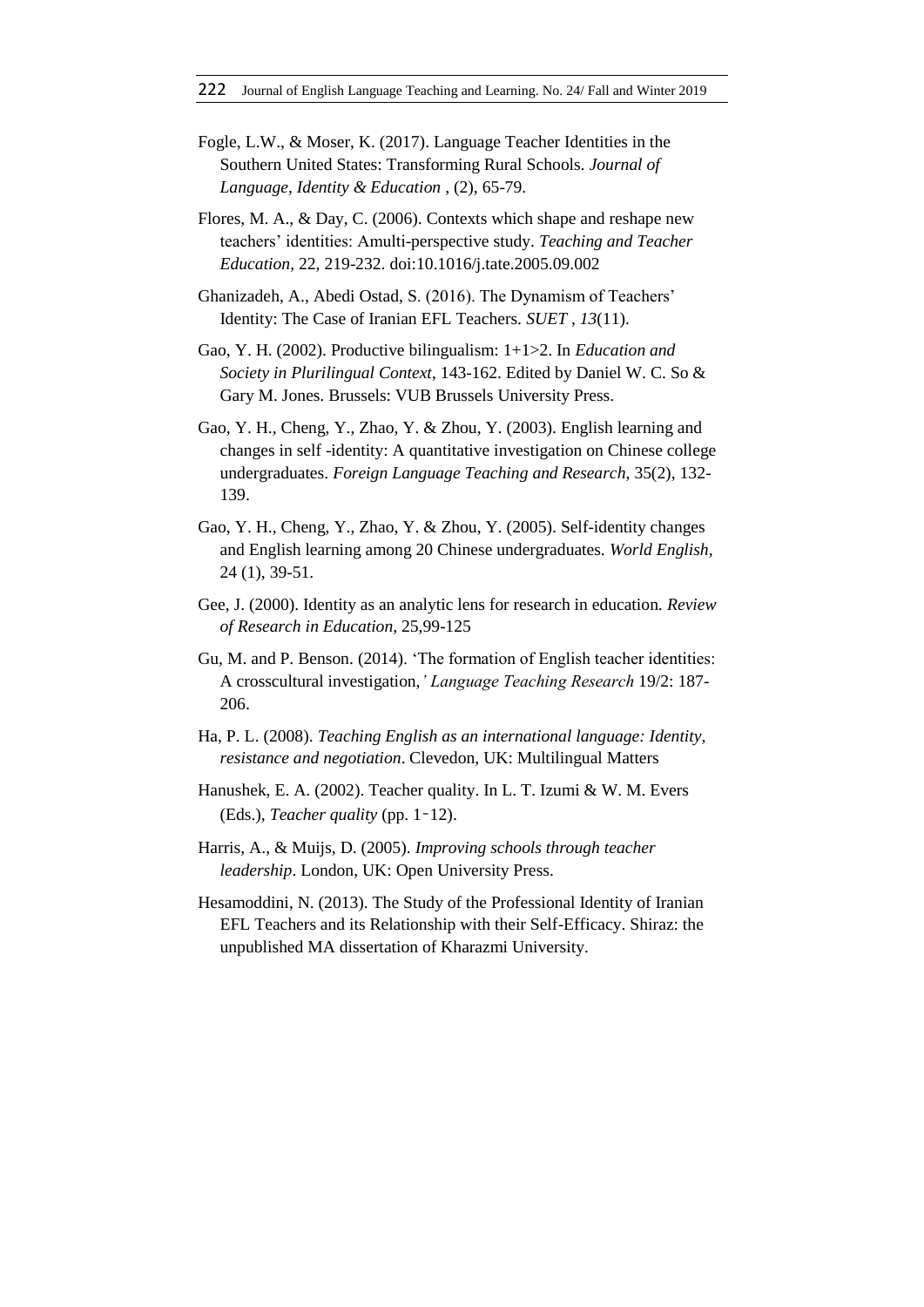Fogle, L.W., & Moser, K. (2017). Language Teacher Identities in the Southern United States: Transforming Rural Schools. *Journal of Language, Identity & Education* , (2), 65-79.

Flores, M. A., & Day, C. (2006). Contexts which shape and reshape new teachers' identities: Amulti-perspective study. *Teaching and Teacher Education*, 22, 219-232. doi:10.1016/j.tate.2005.09.002

Ghanizadeh, A., Abedi Ostad, S. (2016). The Dynamism of Teachers' Identity: The Case of Iranian EFL Teachers. *SUET* , *13*(11).

Gao, Y. H. (2002). Productive bilingualism: 1+1>2. In *Education and Society in Plurilingual Context*, 143-162. Edited by Daniel W. C. So & Gary M. Jones. Brussels: VUB Brussels University Press.

Gao, Y. H., Cheng, Y., Zhao, Y. & Zhou, Y. (2003). English learning and changes in self -identity: A quantitative investigation on Chinese college undergraduates. *Foreign Language Teaching and Research*, 35(2), 132-139.

Gao, Y. H., Cheng, Y., Zhao, Y. & Zhou, Y. (2005). Self-identity changes and English learning among 20 Chinese undergraduates. *World English*, 24 (1), 39-51.

Gee, J. (2000). Identity as an analytic lens for research in education. *Review of Research in Education*, 25,99-125

Gu, M. and P. Benson. (2014). 'The formation of English teacher identities: A crosscultural investigation,*' Language Teaching Research* 19/2: 187-206.

Ha, P. L. (2008). *Teaching English as an international language: Identity, resistance and negotiation*. Clevedon, UK: Multilingual Matters

Hanushek, E. A. (2002). Teacher quality. In L. T. Izumi & W. M. Evers (Eds.), *Teacher quality* (pp. 1‐12).

Harris, A., & Muijs, D. (2005). *Improving schools through teacher leadership*. London, UK: Open University Press.

Hesamoddini, N. (2013). The Study of the Professional Identity of Iranian EFL Teachers and its Relationship with their Self-Efficacy. Shiraz: the unpublished MA dissertation of Kharazmi University.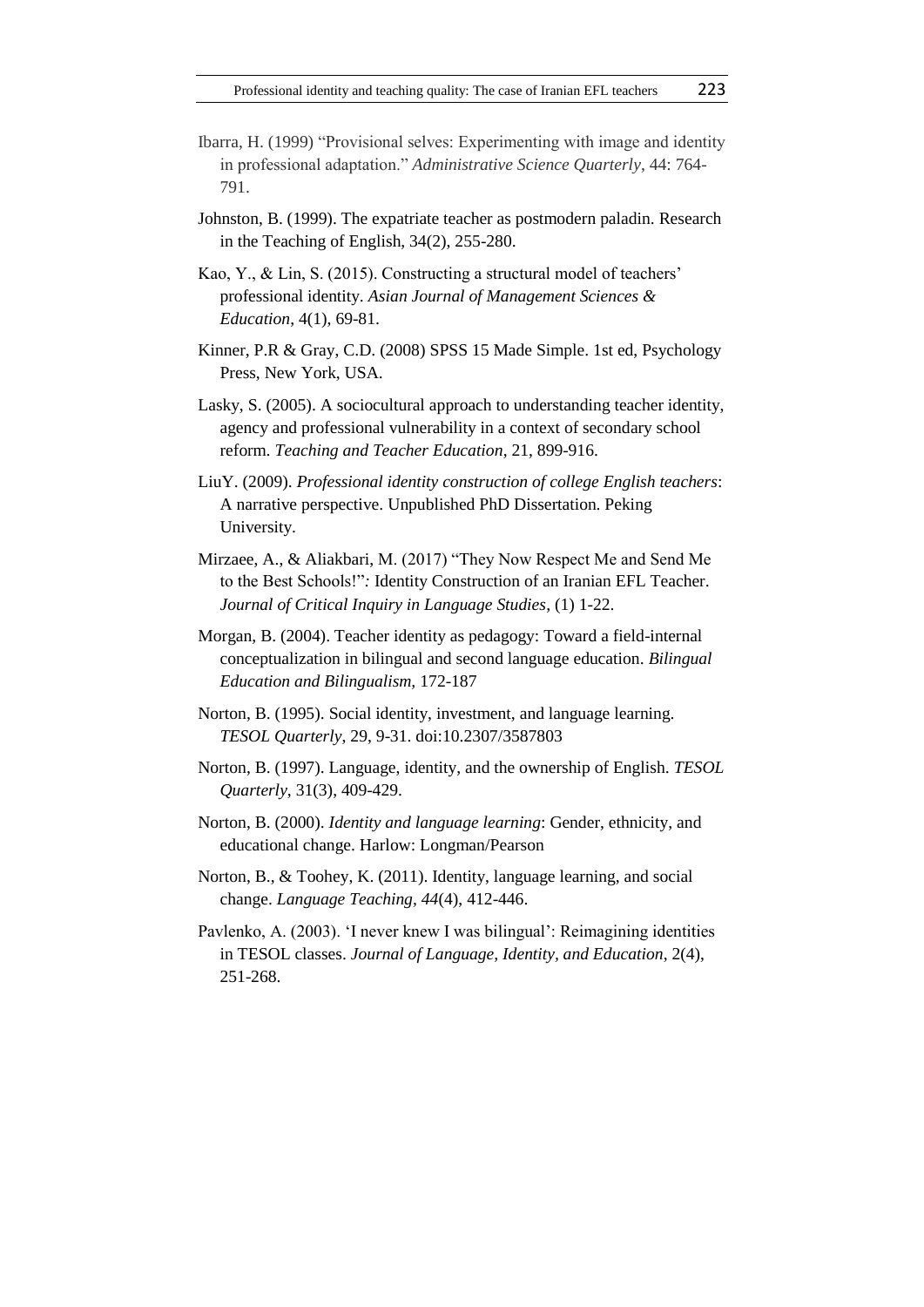Ibarra, H. (1999) “Provisional selves: Experimenting with image and identity in professional adaptation.” *Administrative Science Quarterly*, 44: 764-791.

Johnston, B. (1999). The expatriate teacher as postmodern paladin. Research in the Teaching of English, 34(2), 255-280.

Kao, Y., & Lin, S. (2015). Constructing a structural model of teachers’ professional identity. *Asian Journal of Management Sciences & Education*, 4(1), 69-81.

Kinner, P.R & Gray, C.D. (2008) SPSS 15 Made Simple. 1st ed, Psychology Press, New York, USA.

Lasky, S. (2005). A sociocultural approach to understanding teacher identity, agency and professional vulnerability in a context of secondary school reform. *Teaching and Teacher Education*, 21, 899-916.

LiuY. (2009). *Professional identity construction of college English teachers*: A narrative perspective. Unpublished PhD Dissertation. Peking University.

Mirzaee, A., & Aliakbari, M. (2017) “They Now Respect Me and Send Me to the Best Schools!”*:* Identity Construction of an Iranian EFL Teacher. *Journal of Critical Inquiry in Language Studies*, (1) 1-22.

Morgan, B. (2004). Teacher identity as pedagogy: Toward a field-internal conceptualization in bilingual and second language education. *Bilingual Education and Bilingualism*, 172-187

Norton, B. (1995). Social identity, investment, and language learning. *TESOL Quarterly*, 29, 9-31. doi:10.2307/3587803

Norton, B. (1997). Language, identity, and the ownership of English. *TESOL Quarterly*, 31(3), 409-429.

Norton, B. (2000). *Identity and language learning*: Gender, ethnicity, and educational change. Harlow: Longman/Pearson

Norton, B., & Toohey, K. (2011). Identity, language learning, and social change. *Language Teaching*, *44*(4), 412-446.

Pavlenko, A. (2003). ‘I never knew I was bilingual’: Reimagining identities in TESOL classes. *Journal of Language, Identity, and Education*, 2(4), 251-268.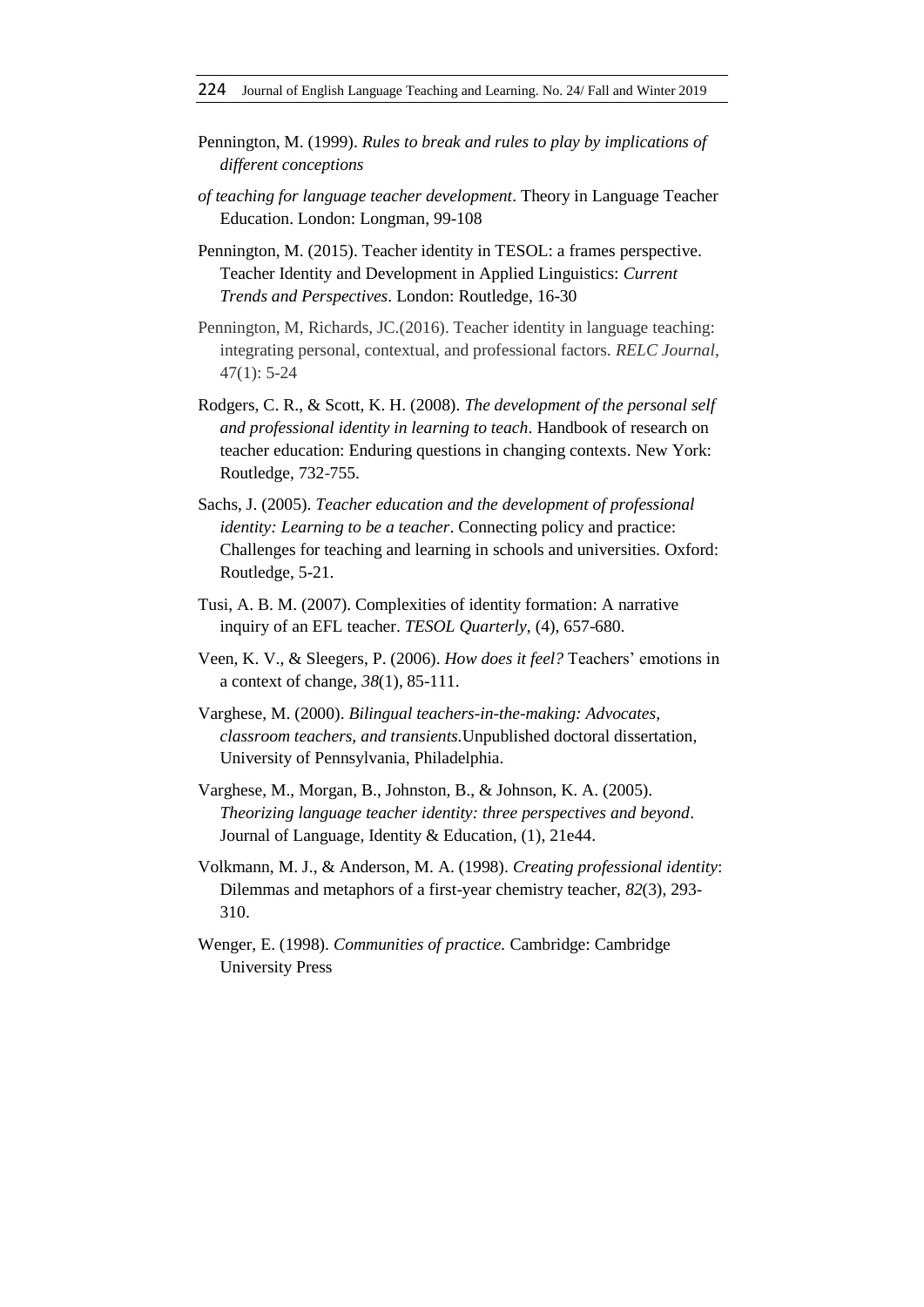Pennington, M. (1999). *Rules to break and rules to play by implications of different conceptions*

*of teaching for language teacher development*. Theory in Language Teacher Education. London: Longman, 99-108

Pennington, M. (2015). Teacher identity in TESOL: a frames perspective. Teacher Identity and Development in Applied Linguistics: *Current Trends and Perspectives*. London: Routledge, 16-30

Pennington, M, Richards, JC.(2016). Teacher identity in language teaching: integrating personal, contextual, and professional factors. *RELC Journal*, 47(1): 5-24

Rodgers, C. R., & Scott, K. H. (2008). *The development of the personal self and professional identity in learning to teach*. Handbook of research on teacher education: Enduring questions in changing contexts. New York: Routledge, 732-755.

Sachs, J. (2005). *Teacher education and the development of professional identity: Learning to be a teacher*. Connecting policy and practice: Challenges for teaching and learning in schools and universities. Oxford: Routledge, 5-21.

Tusi, A. B. M. (2007). Complexities of identity formation: A narrative inquiry of an EFL teacher. *TESOL Quarterly*, (4), 657-680.

Veen, K. V., & Sleegers, P. (2006). *How does it feel?* Teachers' emotions in a context of change, *38*(1), 85-111.

Varghese, M. (2000). *Bilingual teachers-in-the-making: Advocates, classroom teachers, and transients.*Unpublished doctoral dissertation, University of Pennsylvania, Philadelphia.

Varghese, M., Morgan, B., Johnston, B., & Johnson, K. A. (2005). *Theorizing language teacher identity: three perspectives and beyond*. Journal of Language, Identity & Education, (1), 21e44.

Volkmann, M. J., & Anderson, M. A. (1998). *Creating professional identity*: Dilemmas and metaphors of a first-year chemistry teacher, *82*(3), 293-310.

Wenger, E. (1998). *Communities of practice.* Cambridge: Cambridge University Press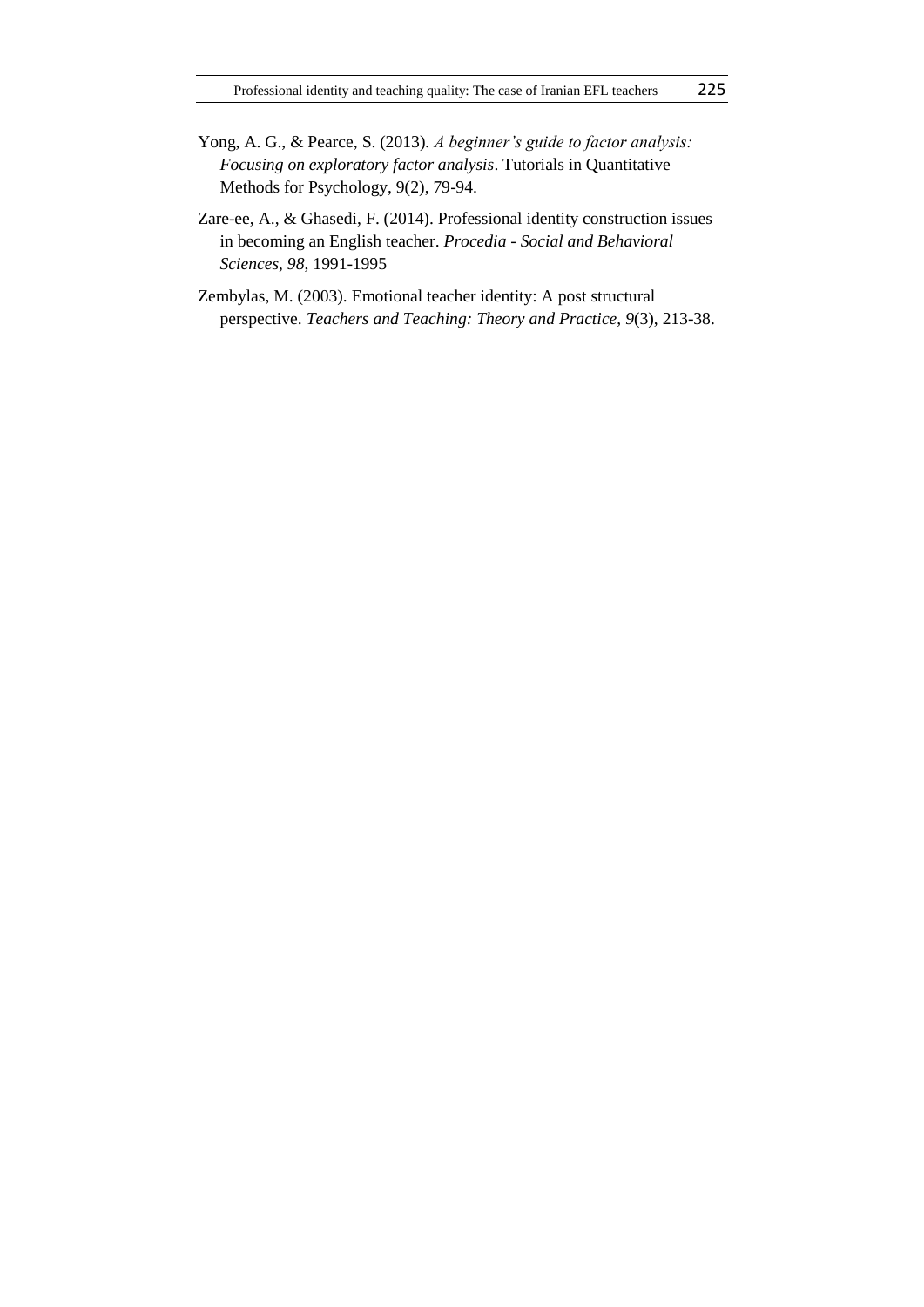Yong, A. G., & Pearce, S. (2013). *A beginner's guide to factor analysis: Focusing on exploratory factor analysis*. Tutorials in Quantitative Methods for Psychology, 9(2), 79-94.

Zare-ee, A., & Ghasedi, F. (2014). Professional identity construction issues in becoming an English teacher. *Procedia - Social and Behavioral Sciences*, *98*, 1991-1995

Zembylas, M. (2003). Emotional teacher identity: A post structural perspective. *Teachers and Teaching: Theory and Practice*, *9*(3), 213-38.